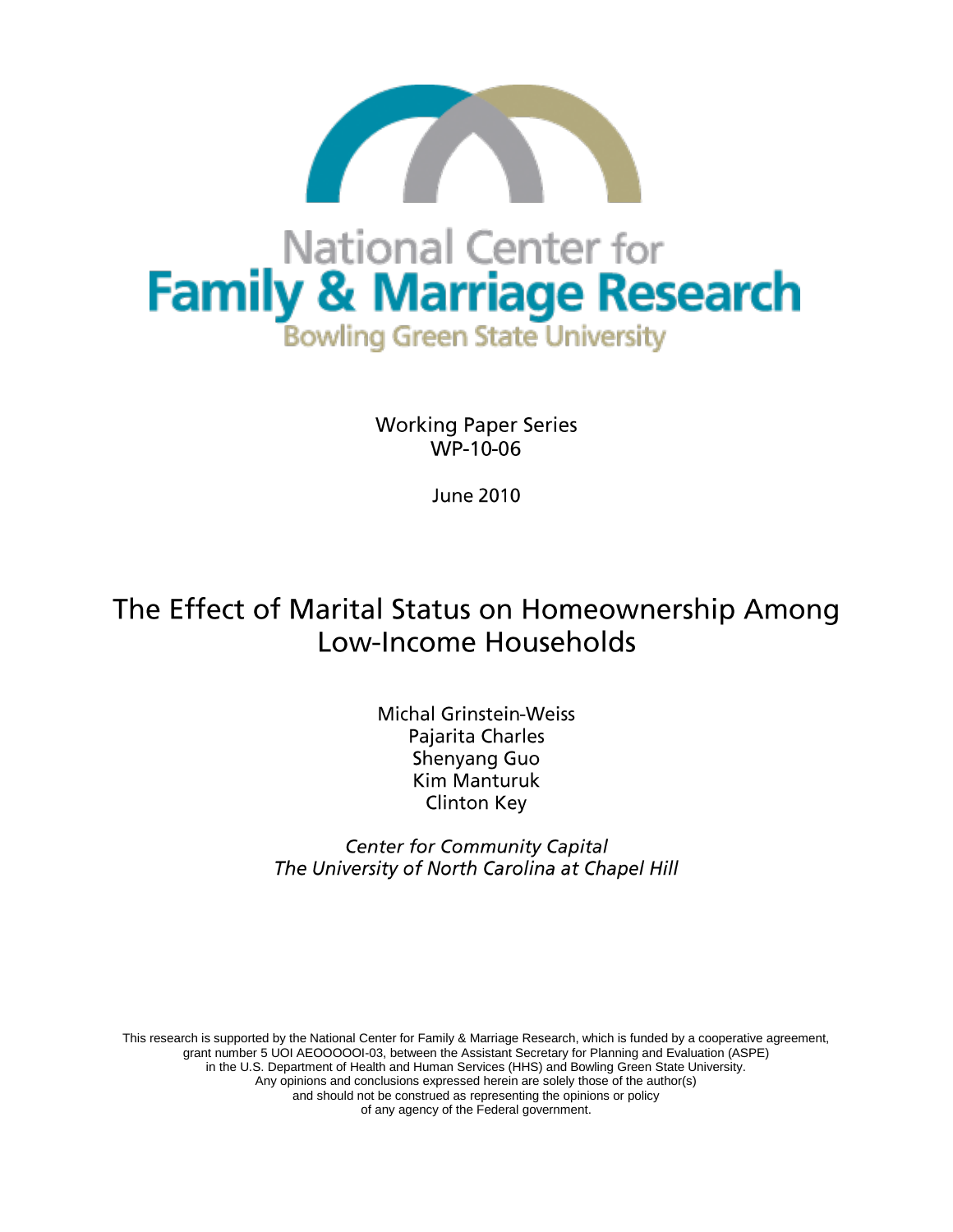National Center for
**Family & Marriage Research**
Bowling Green State University

Working Paper Series
WP-10-06

June 2010

# The Effect of Marital Status on Homeownership Among Low-Income Households

Michal Grinstein-Weiss
Pajarita Charles
Shenyang Guo
Kim Manturuk
Clinton Key

*Center for Community Capital*
*The University of North Carolina at Chapel Hill*

This research is supported by the National Center for Family & Marriage Research, which is funded by a cooperative agreement, grant number 5 UOI AEOOOOOI-03, between the Assistant Secretary for Planning and Evaluation (ASPE) in the U.S. Department of Health and Human Services (HHS) and Bowling Green State University. Any opinions and conclusions expressed herein are solely those of the author(s) and should not be construed as representing the opinions or policy of any agency of the Federal government.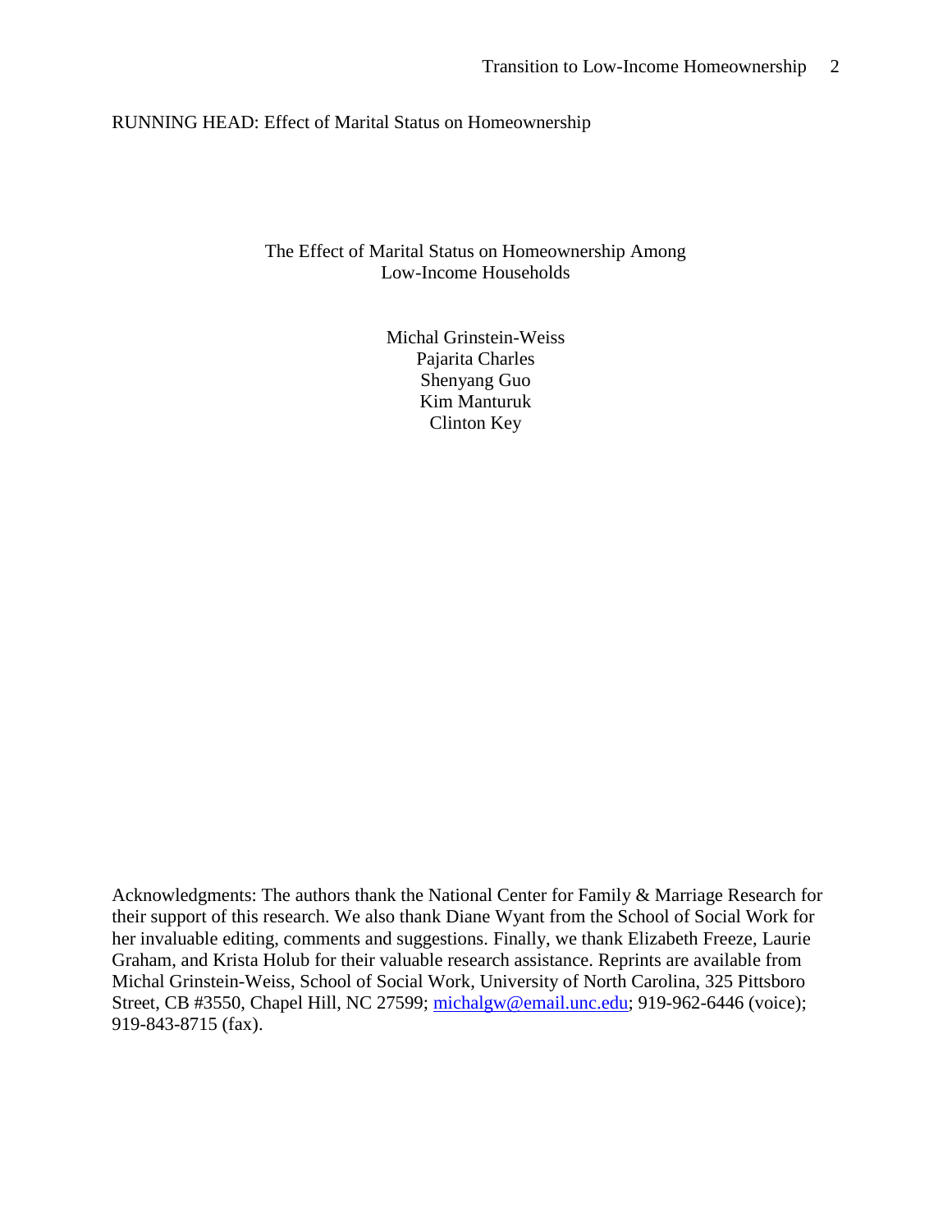RUNNING HEAD: Effect of Marital Status on Homeownership

# The Effect of Marital Status on Homeownership Among Low-Income Households

Michal Grinstein-Weiss
Pajarita Charles
Shenyang Guo
Kim Manturuk
Clinton Key

Acknowledgments: The authors thank the National Center for Family & Marriage Research for their support of this research. We also thank Diane Wyant from the School of Social Work for her invaluable editing, comments and suggestions. Finally, we thank Elizabeth Freeze, Laurie Graham, and Krista Holub for their valuable research assistance. Reprints are available from Michal Grinstein-Weiss, School of Social Work, University of North Carolina, 325 Pittsboro Street, CB #3550, Chapel Hill, NC 27599; michalgw@email.unc.edu; 919-962-6446 (voice); 919-843-8715 (fax).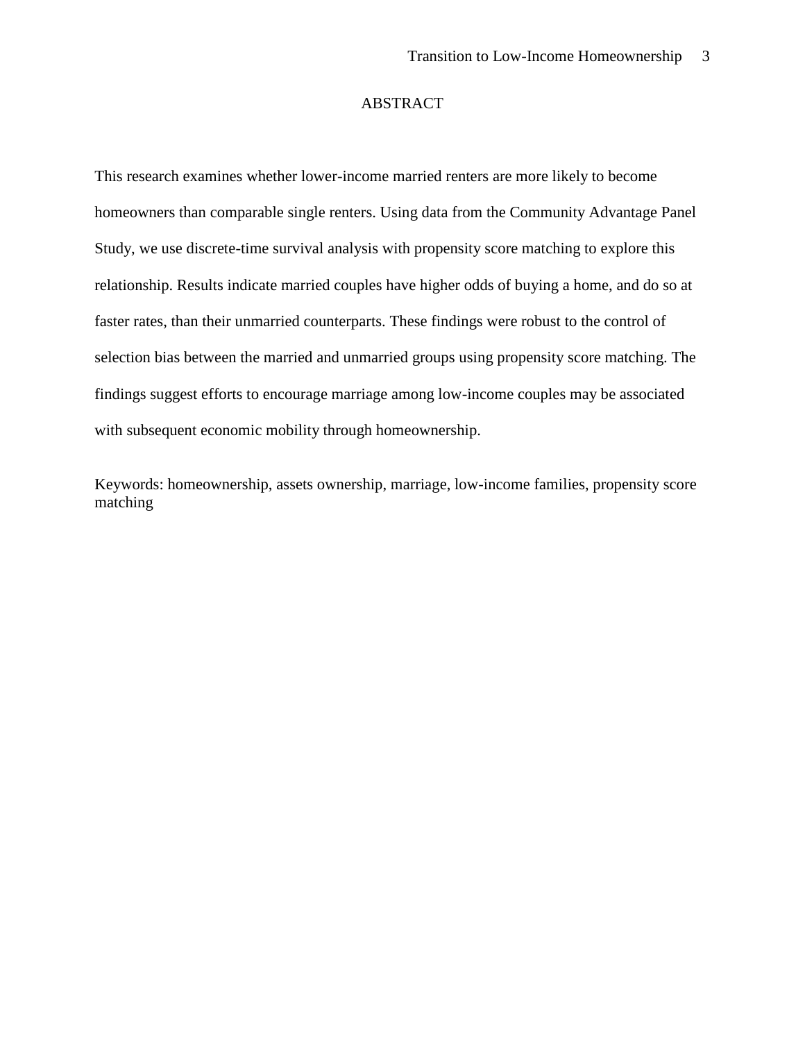# ABSTRACT

This research examines whether lower-income married renters are more likely to become homeowners than comparable single renters. Using data from the Community Advantage Panel Study, we use discrete-time survival analysis with propensity score matching to explore this relationship. Results indicate married couples have higher odds of buying a home, and do so at faster rates, than their unmarried counterparts. These findings were robust to the control of selection bias between the married and unmarried groups using propensity score matching. The findings suggest efforts to encourage marriage among low-income couples may be associated with subsequent economic mobility through homeownership.

Keywords: homeownership, assets ownership, marriage, low-income families, propensity score matching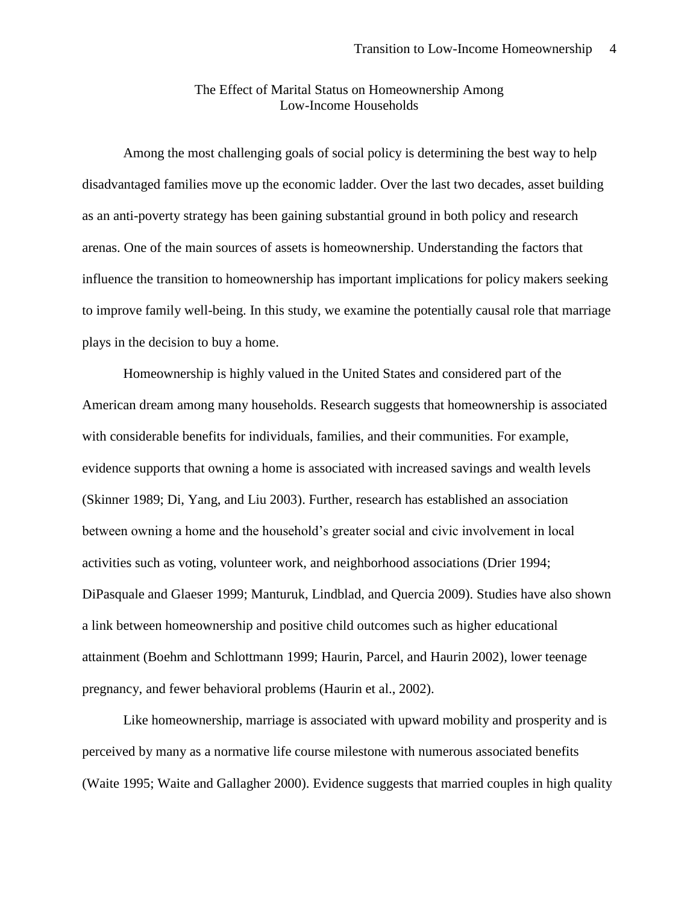# The Effect of Marital Status on Homeownership Among Low-Income Households

Among the most challenging goals of social policy is determining the best way to help disadvantaged families move up the economic ladder. Over the last two decades, asset building as an anti-poverty strategy has been gaining substantial ground in both policy and research arenas. One of the main sources of assets is homeownership. Understanding the factors that influence the transition to homeownership has important implications for policy makers seeking to improve family well-being. In this study, we examine the potentially causal role that marriage plays in the decision to buy a home.

Homeownership is highly valued in the United States and considered part of the American dream among many households. Research suggests that homeownership is associated with considerable benefits for individuals, families, and their communities. For example, evidence supports that owning a home is associated with increased savings and wealth levels (Skinner 1989; Di, Yang, and Liu 2003). Further, research has established an association between owning a home and the household's greater social and civic involvement in local activities such as voting, volunteer work, and neighborhood associations (Drier 1994; DiPasquale and Glaeser 1999; Manturuk, Lindblad, and Quercia 2009). Studies have also shown a link between homeownership and positive child outcomes such as higher educational attainment (Boehm and Schlottmann 1999; Haurin, Parcel, and Haurin 2002), lower teenage pregnancy, and fewer behavioral problems (Haurin et al., 2002).

Like homeownership, marriage is associated with upward mobility and prosperity and is perceived by many as a normative life course milestone with numerous associated benefits (Waite 1995; Waite and Gallagher 2000). Evidence suggests that married couples in high quality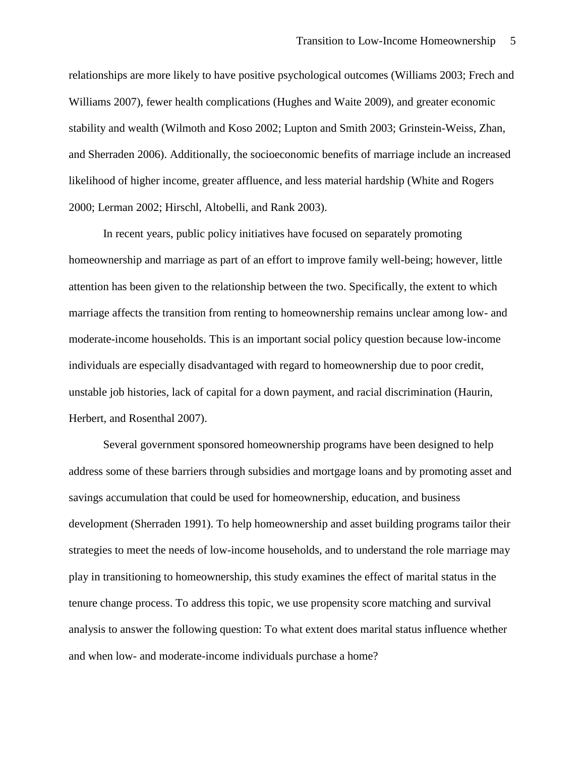relationships are more likely to have positive psychological outcomes (Williams 2003; Frech and Williams 2007), fewer health complications (Hughes and Waite 2009), and greater economic stability and wealth (Wilmoth and Koso 2002; Lupton and Smith 2003; Grinstein-Weiss, Zhan, and Sherraden 2006). Additionally, the socioeconomic benefits of marriage include an increased likelihood of higher income, greater affluence, and less material hardship (White and Rogers 2000; Lerman 2002; Hirschl, Altobelli, and Rank 2003).

In recent years, public policy initiatives have focused on separately promoting homeownership and marriage as part of an effort to improve family well-being; however, little attention has been given to the relationship between the two. Specifically, the extent to which marriage affects the transition from renting to homeownership remains unclear among low- and moderate-income households. This is an important social policy question because low-income individuals are especially disadvantaged with regard to homeownership due to poor credit, unstable job histories, lack of capital for a down payment, and racial discrimination (Haurin, Herbert, and Rosenthal 2007).

Several government sponsored homeownership programs have been designed to help address some of these barriers through subsidies and mortgage loans and by promoting asset and savings accumulation that could be used for homeownership, education, and business development (Sherraden 1991). To help homeownership and asset building programs tailor their strategies to meet the needs of low-income households, and to understand the role marriage may play in transitioning to homeownership, this study examines the effect of marital status in the tenure change process. To address this topic, we use propensity score matching and survival analysis to answer the following question: To what extent does marital status influence whether and when low- and moderate-income individuals purchase a home?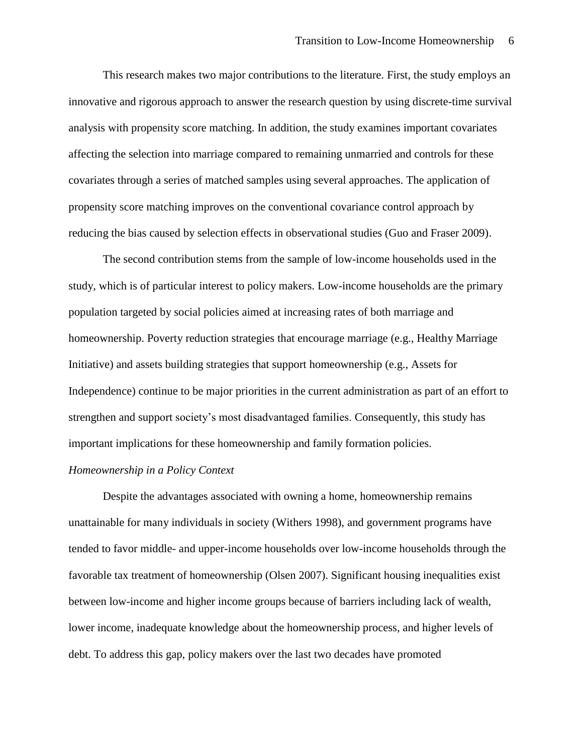This research makes two major contributions to the literature. First, the study employs an innovative and rigorous approach to answer the research question by using discrete-time survival analysis with propensity score matching. In addition, the study examines important covariates affecting the selection into marriage compared to remaining unmarried and controls for these covariates through a series of matched samples using several approaches. The application of propensity score matching improves on the conventional covariance control approach by reducing the bias caused by selection effects in observational studies (Guo and Fraser 2009).

The second contribution stems from the sample of low-income households used in the study, which is of particular interest to policy makers. Low-income households are the primary population targeted by social policies aimed at increasing rates of both marriage and homeownership. Poverty reduction strategies that encourage marriage (e.g., Healthy Marriage Initiative) and assets building strategies that support homeownership (e.g., Assets for Independence) continue to be major priorities in the current administration as part of an effort to strengthen and support society's most disadvantaged families. Consequently, this study has important implications for these homeownership and family formation policies.

*Homeownership in a Policy Context*

Despite the advantages associated with owning a home, homeownership remains unattainable for many individuals in society (Withers 1998), and government programs have tended to favor middle- and upper-income households over low-income households through the favorable tax treatment of homeownership (Olsen 2007). Significant housing inequalities exist between low-income and higher income groups because of barriers including lack of wealth, lower income, inadequate knowledge about the homeownership process, and higher levels of debt. To address this gap, policy makers over the last two decades have promoted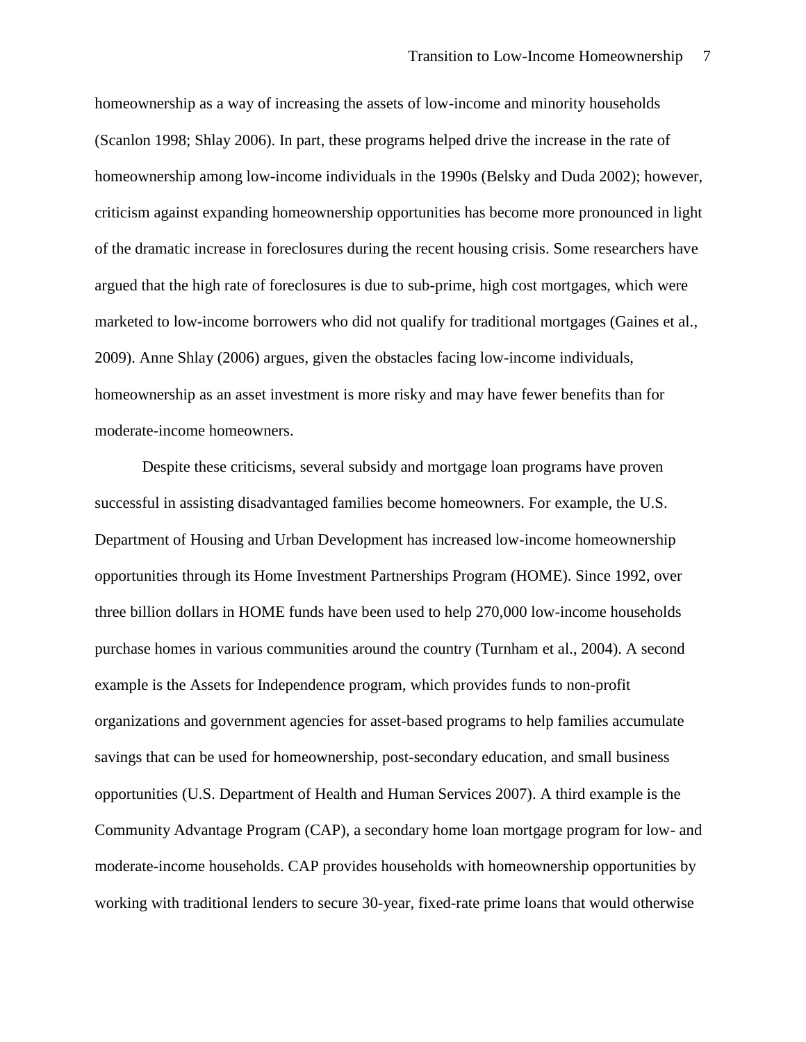homeownership as a way of increasing the assets of low-income and minority households (Scanlon 1998; Shlay 2006). In part, these programs helped drive the increase in the rate of homeownership among low-income individuals in the 1990s (Belsky and Duda 2002); however, criticism against expanding homeownership opportunities has become more pronounced in light of the dramatic increase in foreclosures during the recent housing crisis. Some researchers have argued that the high rate of foreclosures is due to sub-prime, high cost mortgages, which were marketed to low-income borrowers who did not qualify for traditional mortgages (Gaines et al., 2009). Anne Shlay (2006) argues, given the obstacles facing low-income individuals, homeownership as an asset investment is more risky and may have fewer benefits than for moderate-income homeowners.

Despite these criticisms, several subsidy and mortgage loan programs have proven successful in assisting disadvantaged families become homeowners. For example, the U.S. Department of Housing and Urban Development has increased low-income homeownership opportunities through its Home Investment Partnerships Program (HOME). Since 1992, over three billion dollars in HOME funds have been used to help 270,000 low-income households purchase homes in various communities around the country (Turnham et al., 2004). A second example is the Assets for Independence program, which provides funds to non-profit organizations and government agencies for asset-based programs to help families accumulate savings that can be used for homeownership, post-secondary education, and small business opportunities (U.S. Department of Health and Human Services 2007). A third example is the Community Advantage Program (CAP), a secondary home loan mortgage program for low- and moderate-income households. CAP provides households with homeownership opportunities by working with traditional lenders to secure 30-year, fixed-rate prime loans that would otherwise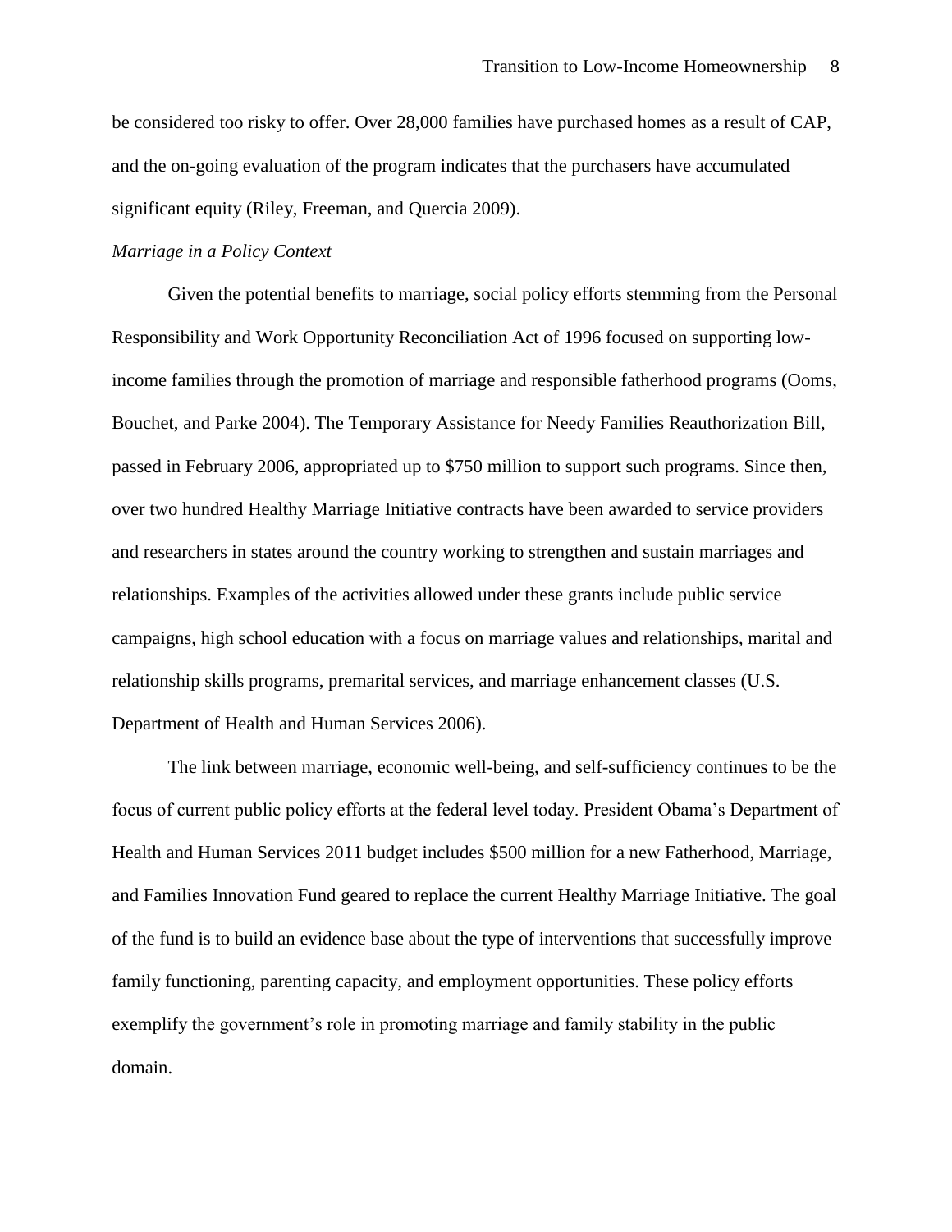be considered too risky to offer. Over 28,000 families have purchased homes as a result of CAP, and the on-going evaluation of the program indicates that the purchasers have accumulated significant equity (Riley, Freeman, and Quercia 2009).

*Marriage in a Policy Context*

Given the potential benefits to marriage, social policy efforts stemming from the Personal Responsibility and Work Opportunity Reconciliation Act of 1996 focused on supporting low-income families through the promotion of marriage and responsible fatherhood programs (Ooms, Bouchet, and Parke 2004). The Temporary Assistance for Needy Families Reauthorization Bill, passed in February 2006, appropriated up to $750 million to support such programs. Since then, over two hundred Healthy Marriage Initiative contracts have been awarded to service providers and researchers in states around the country working to strengthen and sustain marriages and relationships. Examples of the activities allowed under these grants include public service campaigns, high school education with a focus on marriage values and relationships, marital and relationship skills programs, premarital services, and marriage enhancement classes (U.S. Department of Health and Human Services 2006).

The link between marriage, economic well-being, and self-sufficiency continues to be the focus of current public policy efforts at the federal level today. President Obama's Department of Health and Human Services 2011 budget includes $500 million for a new Fatherhood, Marriage, and Families Innovation Fund geared to replace the current Healthy Marriage Initiative. The goal of the fund is to build an evidence base about the type of interventions that successfully improve family functioning, parenting capacity, and employment opportunities. These policy efforts exemplify the government's role in promoting marriage and family stability in the public domain.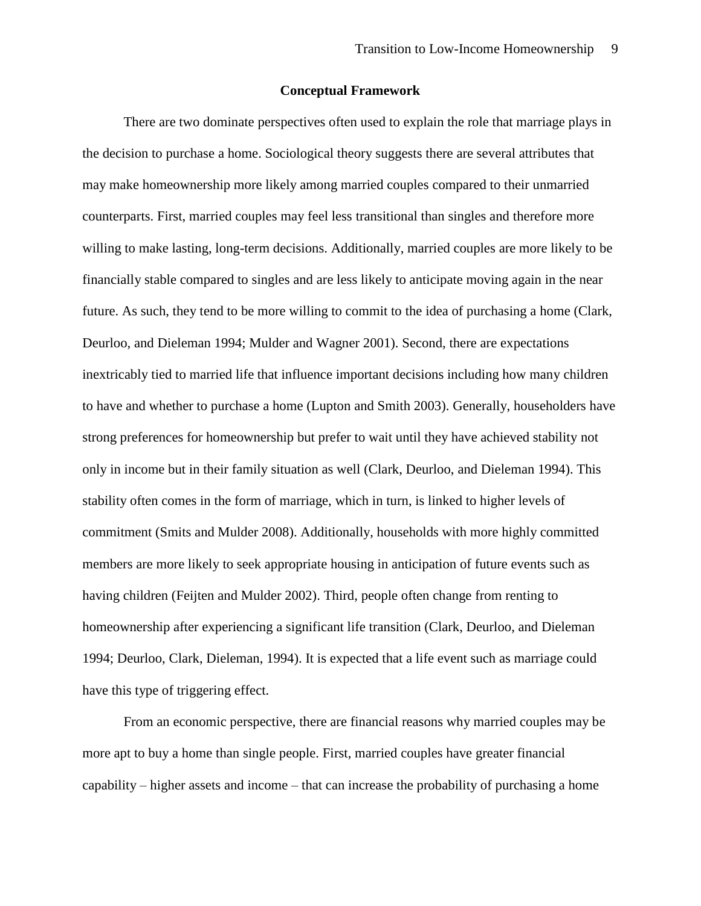## Conceptual Framework

There are two dominate perspectives often used to explain the role that marriage plays in the decision to purchase a home. Sociological theory suggests there are several attributes that may make homeownership more likely among married couples compared to their unmarried counterparts. First, married couples may feel less transitional than singles and therefore more willing to make lasting, long-term decisions. Additionally, married couples are more likely to be financially stable compared to singles and are less likely to anticipate moving again in the near future. As such, they tend to be more willing to commit to the idea of purchasing a home (Clark, Deurloo, and Dieleman 1994; Mulder and Wagner 2001). Second, there are expectations inextricably tied to married life that influence important decisions including how many children to have and whether to purchase a home (Lupton and Smith 2003). Generally, householders have strong preferences for homeownership but prefer to wait until they have achieved stability not only in income but in their family situation as well (Clark, Deurloo, and Dieleman 1994). This stability often comes in the form of marriage, which in turn, is linked to higher levels of commitment (Smits and Mulder 2008). Additionally, households with more highly committed members are more likely to seek appropriate housing in anticipation of future events such as having children (Feijten and Mulder 2002). Third, people often change from renting to homeownership after experiencing a significant life transition (Clark, Deurloo, and Dieleman 1994; Deurloo, Clark, Dieleman, 1994). It is expected that a life event such as marriage could have this type of triggering effect.

From an economic perspective, there are financial reasons why married couples may be more apt to buy a home than single people. First, married couples have greater financial capability – higher assets and income – that can increase the probability of purchasing a home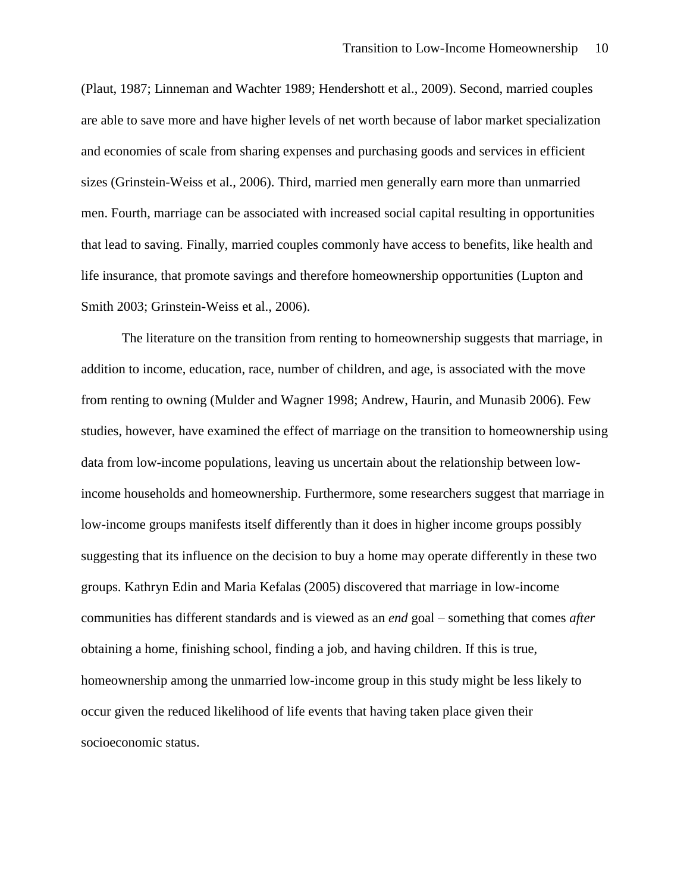(Plaut, 1987; Linneman and Wachter 1989; Hendershott et al., 2009). Second, married couples are able to save more and have higher levels of net worth because of labor market specialization and economies of scale from sharing expenses and purchasing goods and services in efficient sizes (Grinstein-Weiss et al., 2006). Third, married men generally earn more than unmarried men. Fourth, marriage can be associated with increased social capital resulting in opportunities that lead to saving. Finally, married couples commonly have access to benefits, like health and life insurance, that promote savings and therefore homeownership opportunities (Lupton and Smith 2003; Grinstein-Weiss et al., 2006).

The literature on the transition from renting to homeownership suggests that marriage, in addition to income, education, race, number of children, and age, is associated with the move from renting to owning (Mulder and Wagner 1998; Andrew, Haurin, and Munasib 2006). Few studies, however, have examined the effect of marriage on the transition to homeownership using data from low-income populations, leaving us uncertain about the relationship between low-income households and homeownership. Furthermore, some researchers suggest that marriage in low-income groups manifests itself differently than it does in higher income groups possibly suggesting that its influence on the decision to buy a home may operate differently in these two groups. Kathryn Edin and Maria Kefalas (2005) discovered that marriage in low-income communities has different standards and is viewed as an *end* goal – something that comes *after* obtaining a home, finishing school, finding a job, and having children. If this is true, homeownership among the unmarried low-income group in this study might be less likely to occur given the reduced likelihood of life events that having taken place given their socioeconomic status.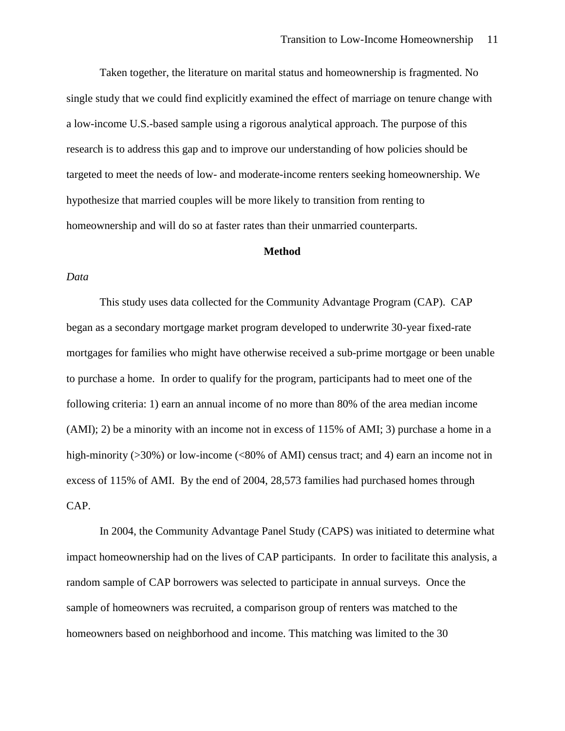Taken together, the literature on marital status and homeownership is fragmented. No single study that we could find explicitly examined the effect of marriage on tenure change with a low-income U.S.-based sample using a rigorous analytical approach. The purpose of this research is to address this gap and to improve our understanding of how policies should be targeted to meet the needs of low- and moderate-income renters seeking homeownership. We hypothesize that married couples will be more likely to transition from renting to homeownership and will do so at faster rates than their unmarried counterparts.

## Method

### *Data*

This study uses data collected for the Community Advantage Program (CAP). CAP began as a secondary mortgage market program developed to underwrite 30-year fixed-rate mortgages for families who might have otherwise received a sub-prime mortgage or been unable to purchase a home. In order to qualify for the program, participants had to meet one of the following criteria: 1) earn an annual income of no more than 80% of the area median income (AMI); 2) be a minority with an income not in excess of 115% of AMI; 3) purchase a home in a high-minority (>30%) or low-income (<80% of AMI) census tract; and 4) earn an income not in excess of 115% of AMI. By the end of 2004, 28,573 families had purchased homes through CAP.

In 2004, the Community Advantage Panel Study (CAPS) was initiated to determine what impact homeownership had on the lives of CAP participants. In order to facilitate this analysis, a random sample of CAP borrowers was selected to participate in annual surveys. Once the sample of homeowners was recruited, a comparison group of renters was matched to the homeowners based on neighborhood and income. This matching was limited to the 30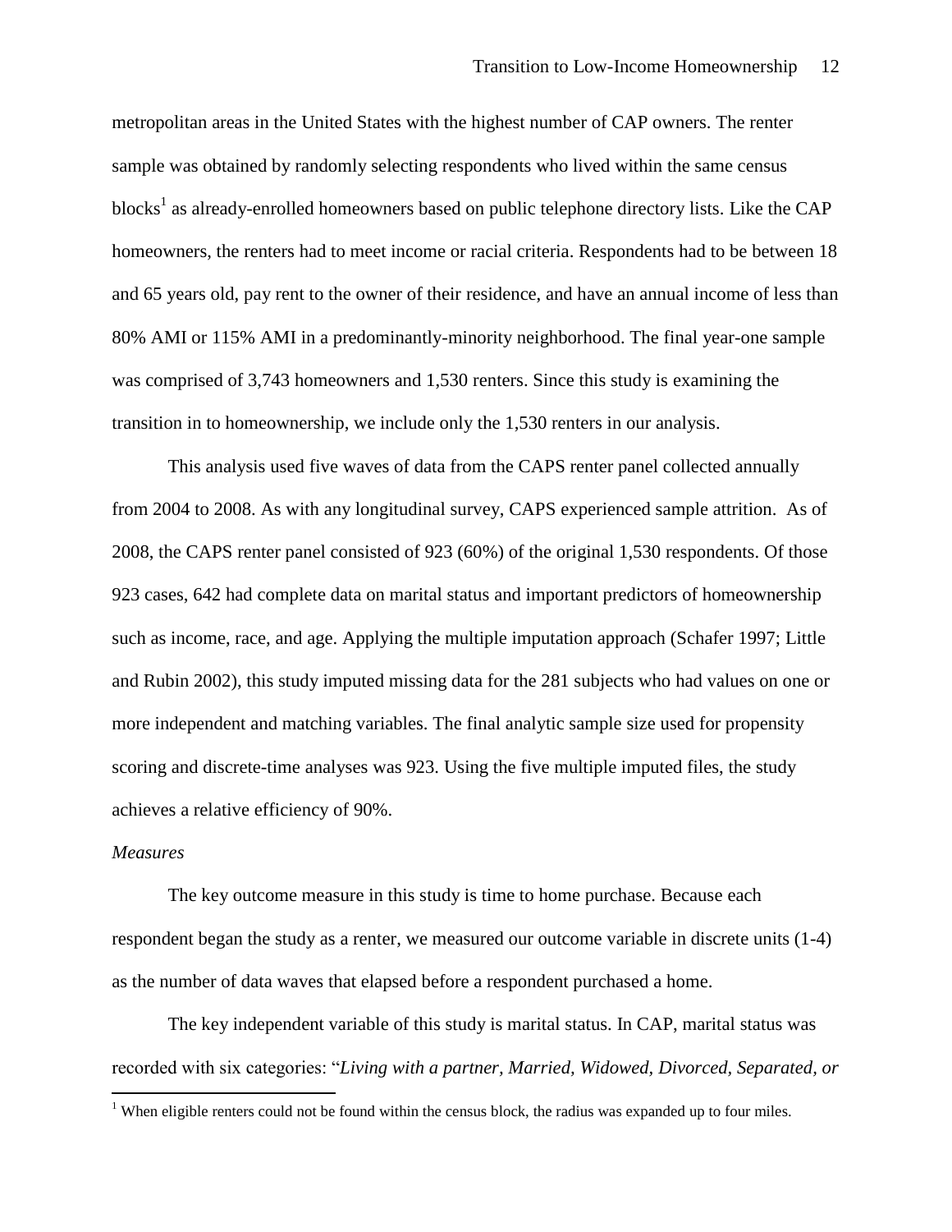metropolitan areas in the United States with the highest number of CAP owners. The renter sample was obtained by randomly selecting respondents who lived within the same census blocks[1] as already-enrolled homeowners based on public telephone directory lists. Like the CAP homeowners, the renters had to meet income or racial criteria. Respondents had to be between 18 and 65 years old, pay rent to the owner of their residence, and have an annual income of less than 80% AMI or 115% AMI in a predominantly-minority neighborhood. The final year-one sample was comprised of 3,743 homeowners and 1,530 renters. Since this study is examining the transition in to homeownership, we include only the 1,530 renters in our analysis.

This analysis used five waves of data from the CAPS renter panel collected annually from 2004 to 2008. As with any longitudinal survey, CAPS experienced sample attrition. As of 2008, the CAPS renter panel consisted of 923 (60%) of the original 1,530 respondents. Of those 923 cases, 642 had complete data on marital status and important predictors of homeownership such as income, race, and age. Applying the multiple imputation approach (Schafer 1997; Little and Rubin 2002), this study imputed missing data for the 281 subjects who had values on one or more independent and matching variables. The final analytic sample size used for propensity scoring and discrete-time analyses was 923. Using the five multiple imputed files, the study achieves a relative efficiency of 90%.

*Measures*

The key outcome measure in this study is time to home purchase. Because each respondent began the study as a renter, we measured our outcome variable in discrete units (1-4) as the number of data waves that elapsed before a respondent purchased a home.

The key independent variable of this study is marital status. In CAP, marital status was recorded with six categories: "*Living with a partner, Married, Widowed, Divorced, Separated, or*

[1] When eligible renters could not be found within the census block, the radius was expanded up to four miles.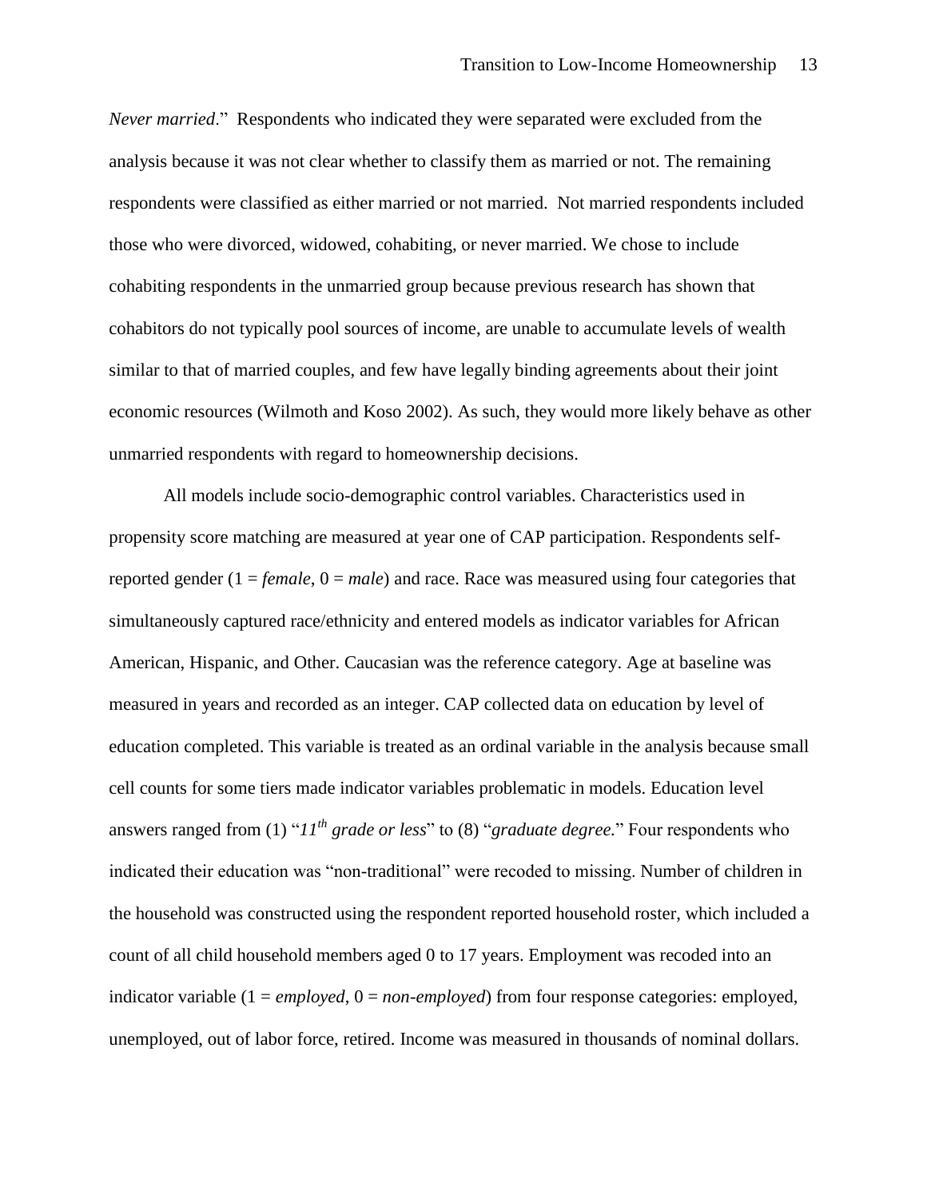*Never married*." Respondents who indicated they were separated were excluded from the analysis because it was not clear whether to classify them as married or not. The remaining respondents were classified as either married or not married. Not married respondents included those who were divorced, widowed, cohabiting, or never married. We chose to include cohabiting respondents in the unmarried group because previous research has shown that cohabitors do not typically pool sources of income, are unable to accumulate levels of wealth similar to that of married couples, and few have legally binding agreements about their joint economic resources (Wilmoth and Koso 2002). As such, they would more likely behave as other unmarried respondents with regard to homeownership decisions.

All models include socio-demographic control variables. Characteristics used in propensity score matching are measured at year one of CAP participation. Respondents self-reported gender (1 = *female*, 0 = *male*) and race. Race was measured using four categories that simultaneously captured race/ethnicity and entered models as indicator variables for African American, Hispanic, and Other. Caucasian was the reference category. Age at baseline was measured in years and recorded as an integer. CAP collected data on education by level of education completed. This variable is treated as an ordinal variable in the analysis because small cell counts for some tiers made indicator variables problematic in models. Education level answers ranged from (1) "*11$^{th}$ grade or less*" to (8) "*graduate degree.*" Four respondents who indicated their education was "non-traditional" were recoded to missing. Number of children in the household was constructed using the respondent reported household roster, which included a count of all child household members aged 0 to 17 years. Employment was recoded into an indicator variable (1 = *employed*, 0 = *non-employed*) from four response categories: employed, unemployed, out of labor force, retired. Income was measured in thousands of nominal dollars.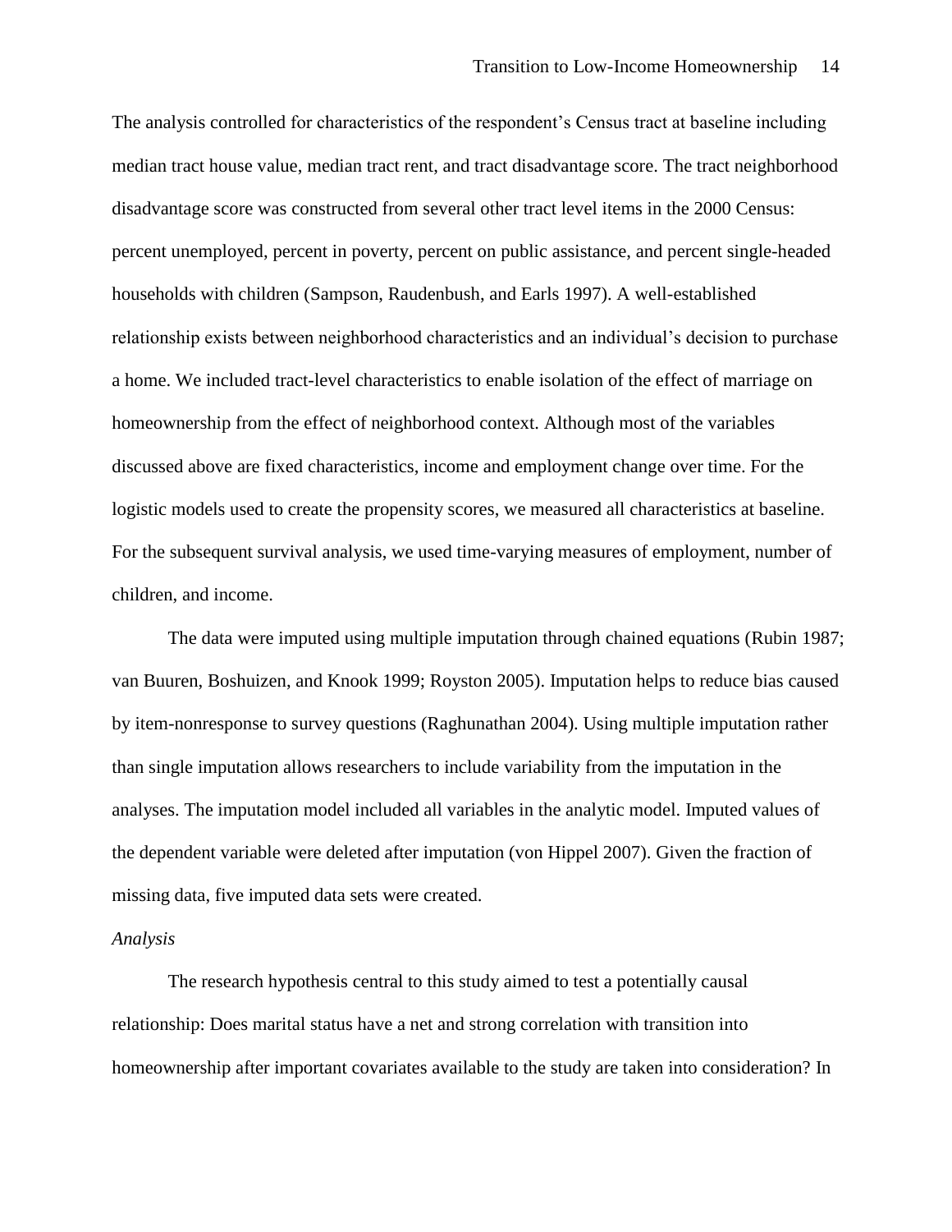The analysis controlled for characteristics of the respondent's Census tract at baseline including median tract house value, median tract rent, and tract disadvantage score. The tract neighborhood disadvantage score was constructed from several other tract level items in the 2000 Census: percent unemployed, percent in poverty, percent on public assistance, and percent single-headed households with children (Sampson, Raudenbush, and Earls 1997). A well-established relationship exists between neighborhood characteristics and an individual's decision to purchase a home. We included tract-level characteristics to enable isolation of the effect of marriage on homeownership from the effect of neighborhood context. Although most of the variables discussed above are fixed characteristics, income and employment change over time. For the logistic models used to create the propensity scores, we measured all characteristics at baseline. For the subsequent survival analysis, we used time-varying measures of employment, number of children, and income.

The data were imputed using multiple imputation through chained equations (Rubin 1987; van Buuren, Boshuizen, and Knook 1999; Royston 2005). Imputation helps to reduce bias caused by item-nonresponse to survey questions (Raghunathan 2004). Using multiple imputation rather than single imputation allows researchers to include variability from the imputation in the analyses. The imputation model included all variables in the analytic model. Imputed values of the dependent variable were deleted after imputation (von Hippel 2007). Given the fraction of missing data, five imputed data sets were created.

*Analysis*

The research hypothesis central to this study aimed to test a potentially causal relationship: Does marital status have a net and strong correlation with transition into homeownership after important covariates available to the study are taken into consideration? In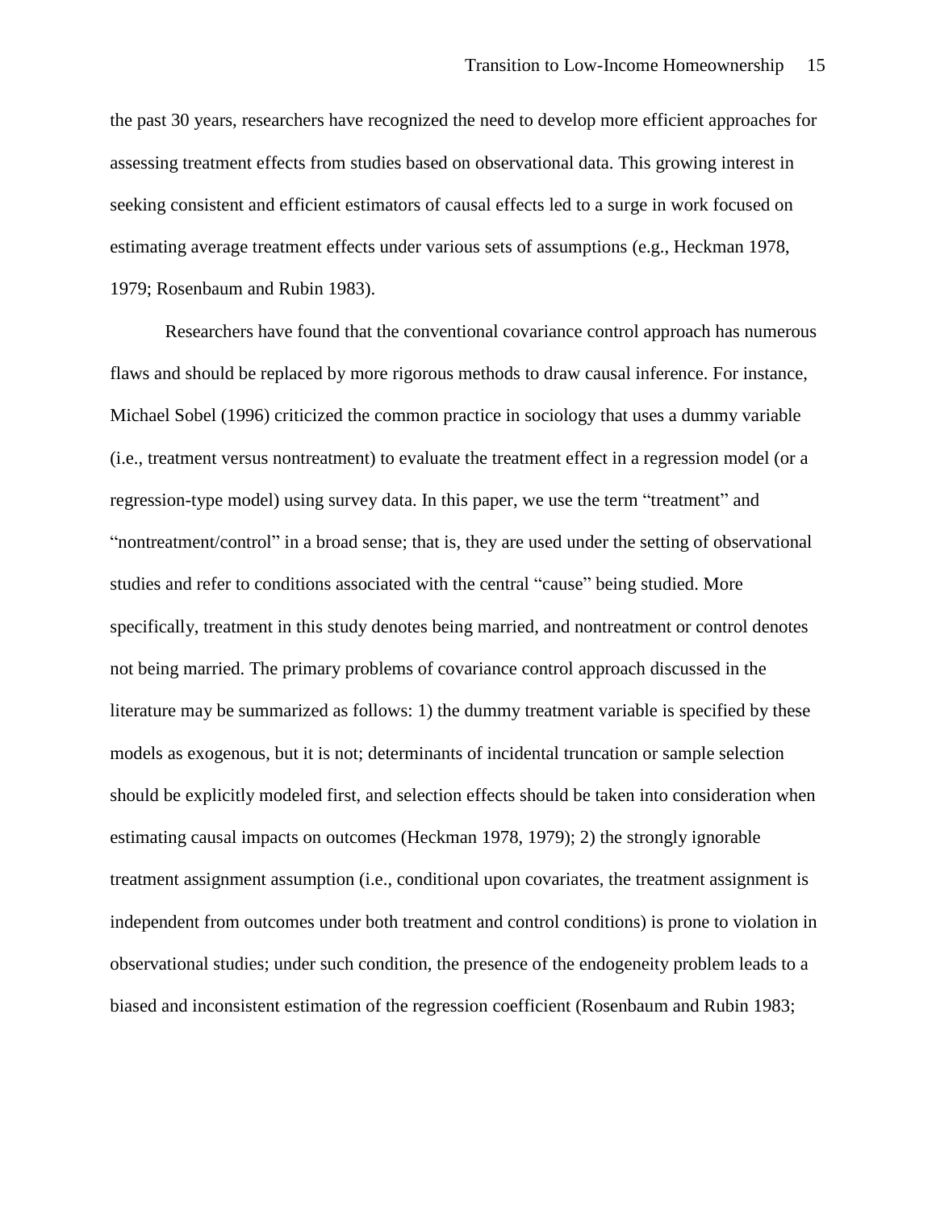the past 30 years, researchers have recognized the need to develop more efficient approaches for assessing treatment effects from studies based on observational data. This growing interest in seeking consistent and efficient estimators of causal effects led to a surge in work focused on estimating average treatment effects under various sets of assumptions (e.g., Heckman 1978, 1979; Rosenbaum and Rubin 1983).

Researchers have found that the conventional covariance control approach has numerous flaws and should be replaced by more rigorous methods to draw causal inference. For instance, Michael Sobel (1996) criticized the common practice in sociology that uses a dummy variable (i.e., treatment versus nontreatment) to evaluate the treatment effect in a regression model (or a regression-type model) using survey data. In this paper, we use the term "treatment" and "nontreatment/control" in a broad sense; that is, they are used under the setting of observational studies and refer to conditions associated with the central "cause" being studied. More specifically, treatment in this study denotes being married, and nontreatment or control denotes not being married. The primary problems of covariance control approach discussed in the literature may be summarized as follows: 1) the dummy treatment variable is specified by these models as exogenous, but it is not; determinants of incidental truncation or sample selection should be explicitly modeled first, and selection effects should be taken into consideration when estimating causal impacts on outcomes (Heckman 1978, 1979); 2) the strongly ignorable treatment assignment assumption (i.e., conditional upon covariates, the treatment assignment is independent from outcomes under both treatment and control conditions) is prone to violation in observational studies; under such condition, the presence of the endogeneity problem leads to a biased and inconsistent estimation of the regression coefficient (Rosenbaum and Rubin 1983;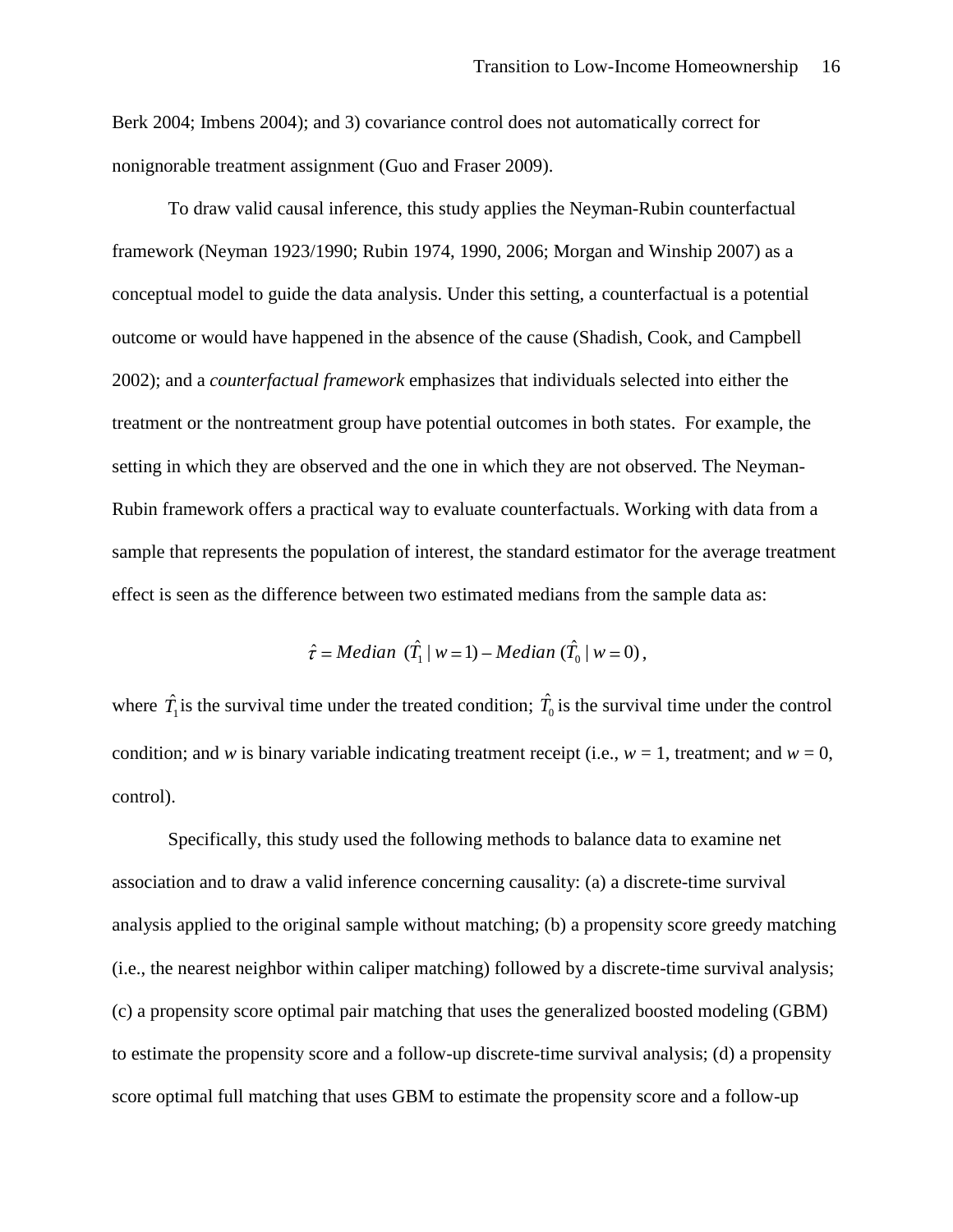Berk 2004; Imbens 2004); and 3) covariance control does not automatically correct for nonignorable treatment assignment (Guo and Fraser 2009).

To draw valid causal inference, this study applies the Neyman-Rubin counterfactual framework (Neyman 1923/1990; Rubin 1974, 1990, 2006; Morgan and Winship 2007) as a conceptual model to guide the data analysis. Under this setting, a counterfactual is a potential outcome or would have happened in the absence of the cause (Shadish, Cook, and Campbell 2002); and a *counterfactual framework* emphasizes that individuals selected into either the treatment or the nontreatment group have potential outcomes in both states. For example, the setting in which they are observed and the one in which they are not observed. The Neyman-Rubin framework offers a practical way to evaluate counterfactuals. Working with data from a sample that represents the population of interest, the standard estimator for the average treatment effect is seen as the difference between two estimated medians from the sample data as:

$$\hat{\tau} = Median\ (\hat{T}_1 \mid w = 1) - Median\ (\hat{T}_0 \mid w = 0),$$

where $\hat{T}_1$ is the survival time under the treated condition; $\hat{T}_0$ is the survival time under the control condition; and $w$ is binary variable indicating treatment receipt (i.e., $w = 1$, treatment; and $w = 0$, control).

Specifically, this study used the following methods to balance data to examine net association and to draw a valid inference concerning causality: (a) a discrete-time survival analysis applied to the original sample without matching; (b) a propensity score greedy matching (i.e., the nearest neighbor within caliper matching) followed by a discrete-time survival analysis; (c) a propensity score optimal pair matching that uses the generalized boosted modeling (GBM) to estimate the propensity score and a follow-up discrete-time survival analysis; (d) a propensity score optimal full matching that uses GBM to estimate the propensity score and a follow-up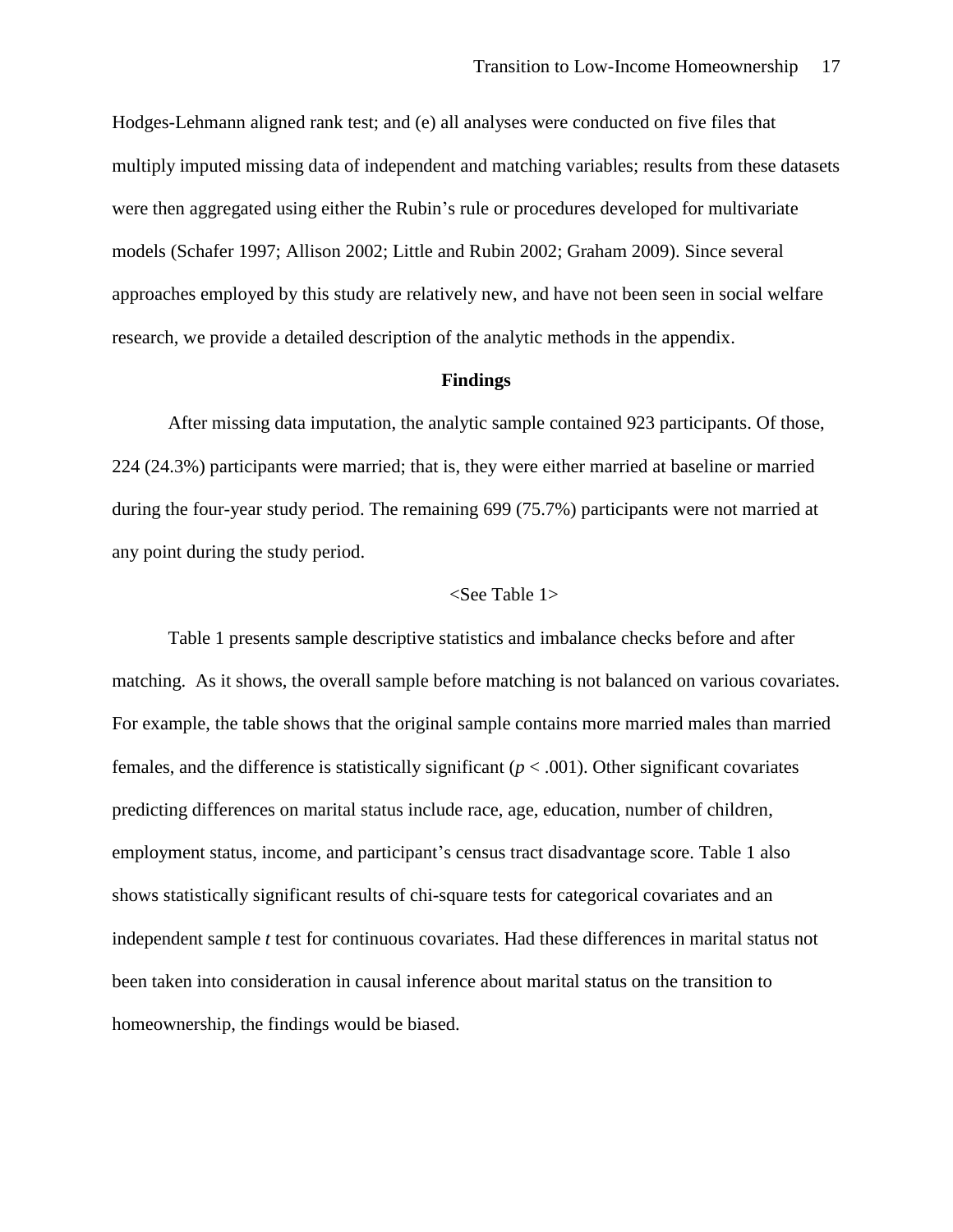Hodges-Lehmann aligned rank test; and (e) all analyses were conducted on five files that multiply imputed missing data of independent and matching variables; results from these datasets were then aggregated using either the Rubin's rule or procedures developed for multivariate models (Schafer 1997; Allison 2002; Little and Rubin 2002; Graham 2009). Since several approaches employed by this study are relatively new, and have not been seen in social welfare research, we provide a detailed description of the analytic methods in the appendix.

## Findings

After missing data imputation, the analytic sample contained 923 participants. Of those, 224 (24.3%) participants were married; that is, they were either married at baseline or married during the four-year study period. The remaining 699 (75.7%) participants were not married at any point during the study period.

<See Table 1>

Table 1 presents sample descriptive statistics and imbalance checks before and after matching. As it shows, the overall sample before matching is not balanced on various covariates. For example, the table shows that the original sample contains more married males than married females, and the difference is statistically significant ($p < .001$). Other significant covariates predicting differences on marital status include race, age, education, number of children, employment status, income, and participant's census tract disadvantage score. Table 1 also shows statistically significant results of chi-square tests for categorical covariates and an independent sample *t* test for continuous covariates. Had these differences in marital status not been taken into consideration in causal inference about marital status on the transition to homeownership, the findings would be biased.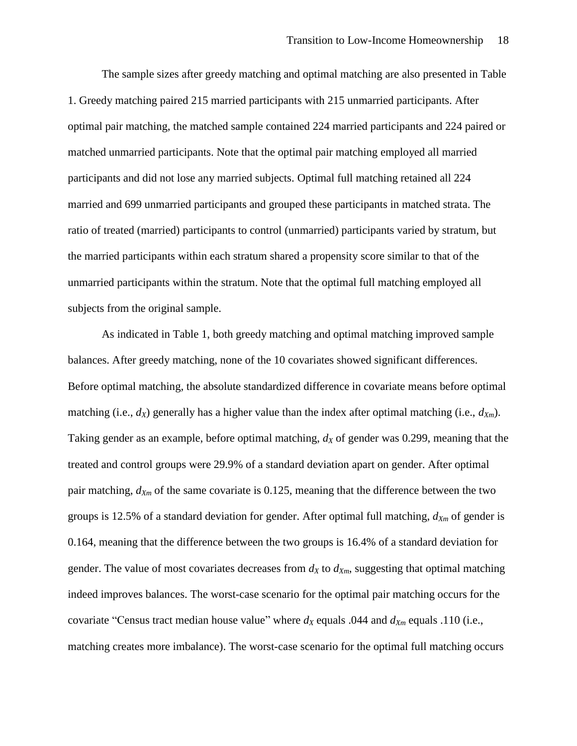The sample sizes after greedy matching and optimal matching are also presented in Table 1. Greedy matching paired 215 married participants with 215 unmarried participants. After optimal pair matching, the matched sample contained 224 married participants and 224 paired or matched unmarried participants. Note that the optimal pair matching employed all married participants and did not lose any married subjects. Optimal full matching retained all 224 married and 699 unmarried participants and grouped these participants in matched strata. The ratio of treated (married) participants to control (unmarried) participants varied by stratum, but the married participants within each stratum shared a propensity score similar to that of the unmarried participants within the stratum. Note that the optimal full matching employed all subjects from the original sample.

As indicated in Table 1, both greedy matching and optimal matching improved sample balances. After greedy matching, none of the 10 covariates showed significant differences. Before optimal matching, the absolute standardized difference in covariate means before optimal matching (i.e., $d_X$) generally has a higher value than the index after optimal matching (i.e., $d_{Xm}$). Taking gender as an example, before optimal matching, $d_X$ of gender was 0.299, meaning that the treated and control groups were 29.9% of a standard deviation apart on gender. After optimal pair matching, $d_{Xm}$ of the same covariate is 0.125, meaning that the difference between the two groups is 12.5% of a standard deviation for gender. After optimal full matching, $d_{Xm}$ of gender is 0.164, meaning that the difference between the two groups is 16.4% of a standard deviation for gender. The value of most covariates decreases from $d_X$ to $d_{Xm}$, suggesting that optimal matching indeed improves balances. The worst-case scenario for the optimal pair matching occurs for the covariate "Census tract median house value" where $d_X$ equals .044 and $d_{Xm}$ equals .110 (i.e., matching creates more imbalance). The worst-case scenario for the optimal full matching occurs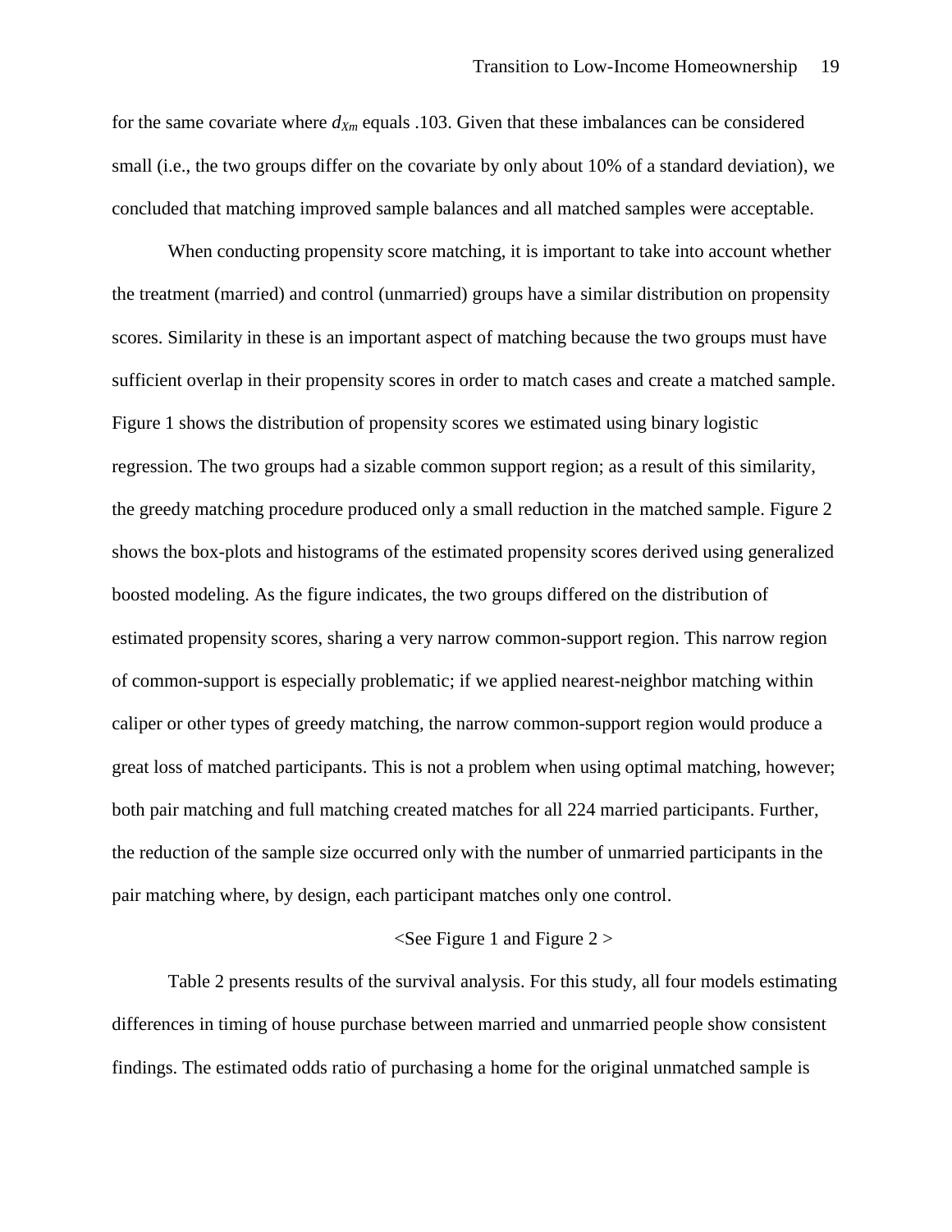for the same covariate where $d_{Xm}$ equals .103. Given that these imbalances can be considered small (i.e., the two groups differ on the covariate by only about 10% of a standard deviation), we concluded that matching improved sample balances and all matched samples were acceptable.

When conducting propensity score matching, it is important to take into account whether the treatment (married) and control (unmarried) groups have a similar distribution on propensity scores. Similarity in these is an important aspect of matching because the two groups must have sufficient overlap in their propensity scores in order to match cases and create a matched sample. Figure 1 shows the distribution of propensity scores we estimated using binary logistic regression. The two groups had a sizable common support region; as a result of this similarity, the greedy matching procedure produced only a small reduction in the matched sample. Figure 2 shows the box-plots and histograms of the estimated propensity scores derived using generalized boosted modeling. As the figure indicates, the two groups differed on the distribution of estimated propensity scores, sharing a very narrow common-support region. This narrow region of common-support is especially problematic; if we applied nearest-neighbor matching within caliper or other types of greedy matching, the narrow common-support region would produce a great loss of matched participants. This is not a problem when using optimal matching, however; both pair matching and full matching created matches for all 224 married participants. Further, the reduction of the sample size occurred only with the number of unmarried participants in the pair matching where, by design, each participant matches only one control.

<See Figure 1 and Figure 2 >

Table 2 presents results of the survival analysis. For this study, all four models estimating differences in timing of house purchase between married and unmarried people show consistent findings. The estimated odds ratio of purchasing a home for the original unmatched sample is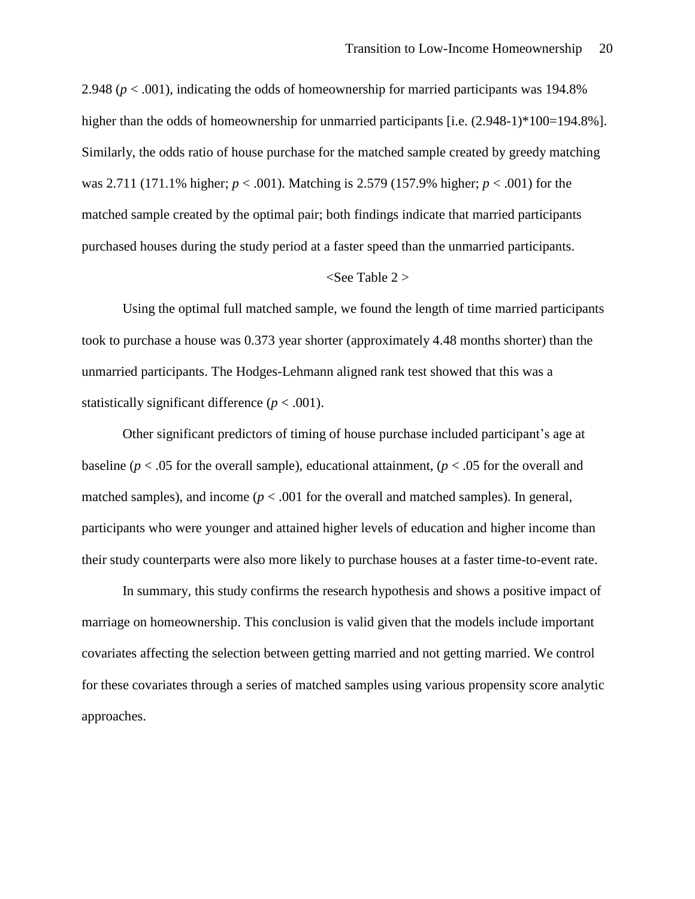2.948 ($p < .001$), indicating the odds of homeownership for married participants was 194.8% higher than the odds of homeownership for unmarried participants [i.e. (2.948-1)*100=194.8%]. Similarly, the odds ratio of house purchase for the matched sample created by greedy matching was 2.711 (171.1% higher; $p < .001$). Matching is 2.579 (157.9% higher; $p < .001$) for the matched sample created by the optimal pair; both findings indicate that married participants purchased houses during the study period at a faster speed than the unmarried participants.

<See Table 2 >

Using the optimal full matched sample, we found the length of time married participants took to purchase a house was 0.373 year shorter (approximately 4.48 months shorter) than the unmarried participants. The Hodges-Lehmann aligned rank test showed that this was a statistically significant difference ($p < .001$).

Other significant predictors of timing of house purchase included participant's age at baseline ($p < .05$ for the overall sample), educational attainment, ($p < .05$ for the overall and matched samples), and income ($p < .001$ for the overall and matched samples). In general, participants who were younger and attained higher levels of education and higher income than their study counterparts were also more likely to purchase houses at a faster time-to-event rate.

In summary, this study confirms the research hypothesis and shows a positive impact of marriage on homeownership. This conclusion is valid given that the models include important covariates affecting the selection between getting married and not getting married. We control for these covariates through a series of matched samples using various propensity score analytic approaches.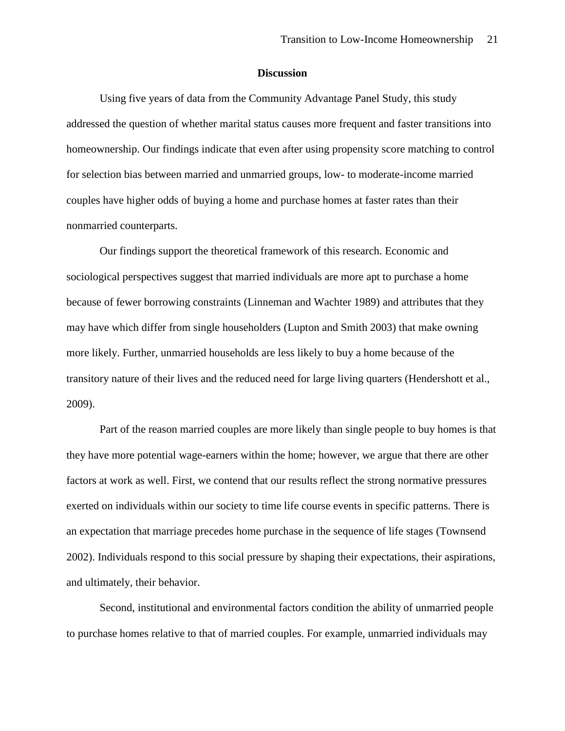## Discussion

Using five years of data from the Community Advantage Panel Study, this study addressed the question of whether marital status causes more frequent and faster transitions into homeownership. Our findings indicate that even after using propensity score matching to control for selection bias between married and unmarried groups, low- to moderate-income married couples have higher odds of buying a home and purchase homes at faster rates than their nonmarried counterparts.

Our findings support the theoretical framework of this research. Economic and sociological perspectives suggest that married individuals are more apt to purchase a home because of fewer borrowing constraints (Linneman and Wachter 1989) and attributes that they may have which differ from single householders (Lupton and Smith 2003) that make owning more likely. Further, unmarried households are less likely to buy a home because of the transitory nature of their lives and the reduced need for large living quarters (Hendershott et al., 2009).

Part of the reason married couples are more likely than single people to buy homes is that they have more potential wage-earners within the home; however, we argue that there are other factors at work as well. First, we contend that our results reflect the strong normative pressures exerted on individuals within our society to time life course events in specific patterns. There is an expectation that marriage precedes home purchase in the sequence of life stages (Townsend 2002). Individuals respond to this social pressure by shaping their expectations, their aspirations, and ultimately, their behavior.

Second, institutional and environmental factors condition the ability of unmarried people to purchase homes relative to that of married couples. For example, unmarried individuals may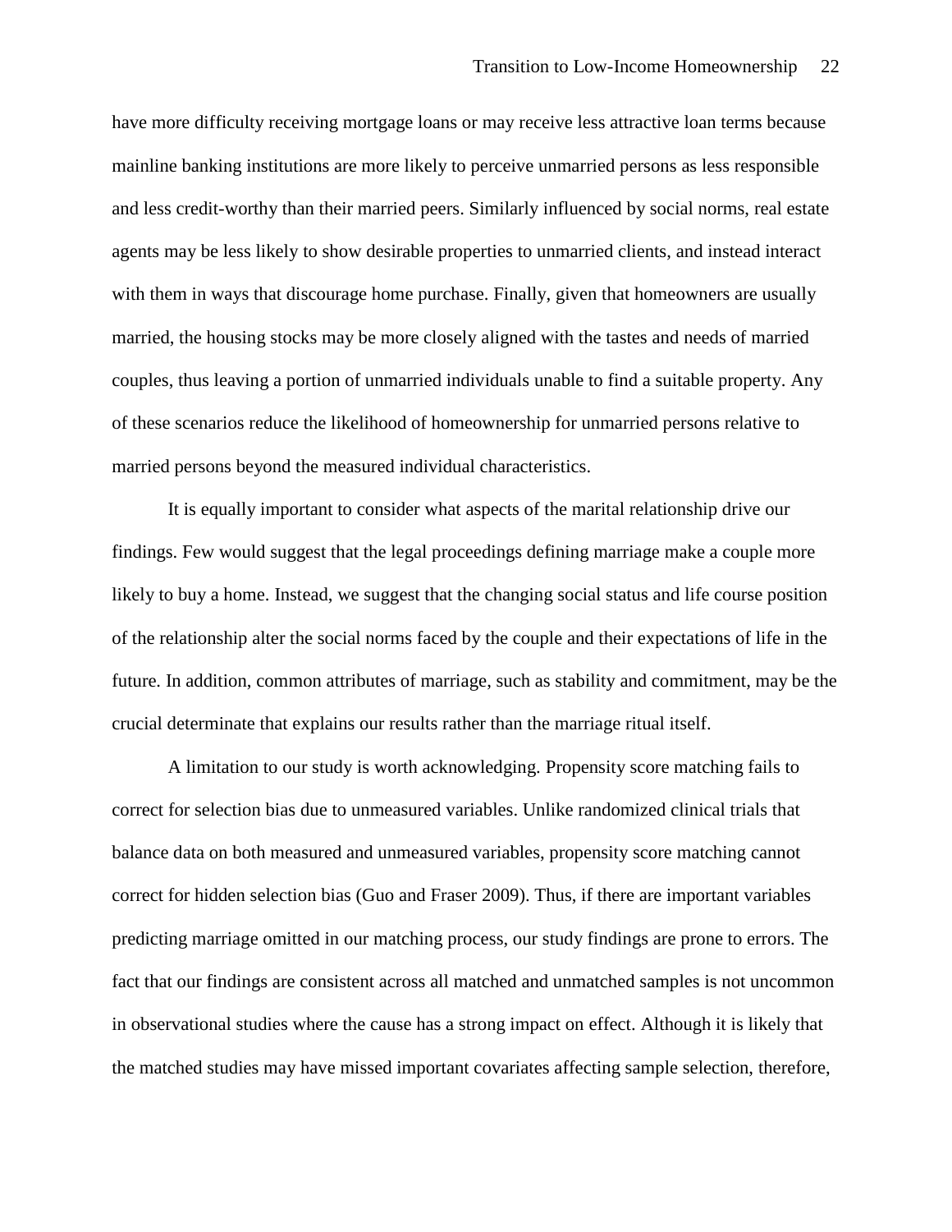have more difficulty receiving mortgage loans or may receive less attractive loan terms because mainline banking institutions are more likely to perceive unmarried persons as less responsible and less credit-worthy than their married peers. Similarly influenced by social norms, real estate agents may be less likely to show desirable properties to unmarried clients, and instead interact with them in ways that discourage home purchase. Finally, given that homeowners are usually married, the housing stocks may be more closely aligned with the tastes and needs of married couples, thus leaving a portion of unmarried individuals unable to find a suitable property. Any of these scenarios reduce the likelihood of homeownership for unmarried persons relative to married persons beyond the measured individual characteristics.

It is equally important to consider what aspects of the marital relationship drive our findings. Few would suggest that the legal proceedings defining marriage make a couple more likely to buy a home. Instead, we suggest that the changing social status and life course position of the relationship alter the social norms faced by the couple and their expectations of life in the future. In addition, common attributes of marriage, such as stability and commitment, may be the crucial determinate that explains our results rather than the marriage ritual itself.

A limitation to our study is worth acknowledging. Propensity score matching fails to correct for selection bias due to unmeasured variables. Unlike randomized clinical trials that balance data on both measured and unmeasured variables, propensity score matching cannot correct for hidden selection bias (Guo and Fraser 2009). Thus, if there are important variables predicting marriage omitted in our matching process, our study findings are prone to errors. The fact that our findings are consistent across all matched and unmatched samples is not uncommon in observational studies where the cause has a strong impact on effect. Although it is likely that the matched studies may have missed important covariates affecting sample selection, therefore,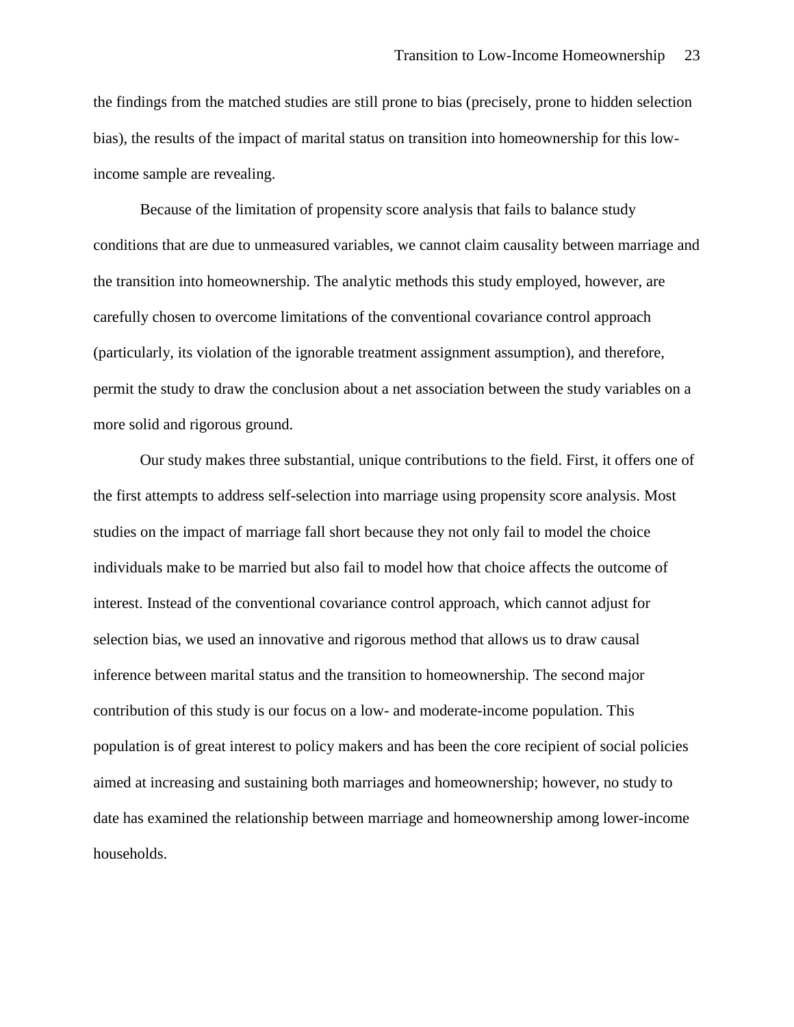the findings from the matched studies are still prone to bias (precisely, prone to hidden selection bias), the results of the impact of marital status on transition into homeownership for this low-income sample are revealing.

Because of the limitation of propensity score analysis that fails to balance study conditions that are due to unmeasured variables, we cannot claim causality between marriage and the transition into homeownership. The analytic methods this study employed, however, are carefully chosen to overcome limitations of the conventional covariance control approach (particularly, its violation of the ignorable treatment assignment assumption), and therefore, permit the study to draw the conclusion about a net association between the study variables on a more solid and rigorous ground.

Our study makes three substantial, unique contributions to the field. First, it offers one of the first attempts to address self-selection into marriage using propensity score analysis. Most studies on the impact of marriage fall short because they not only fail to model the choice individuals make to be married but also fail to model how that choice affects the outcome of interest. Instead of the conventional covariance control approach, which cannot adjust for selection bias, we used an innovative and rigorous method that allows us to draw causal inference between marital status and the transition to homeownership. The second major contribution of this study is our focus on a low- and moderate-income population. This population is of great interest to policy makers and has been the core recipient of social policies aimed at increasing and sustaining both marriages and homeownership; however, no study to date has examined the relationship between marriage and homeownership among lower-income households.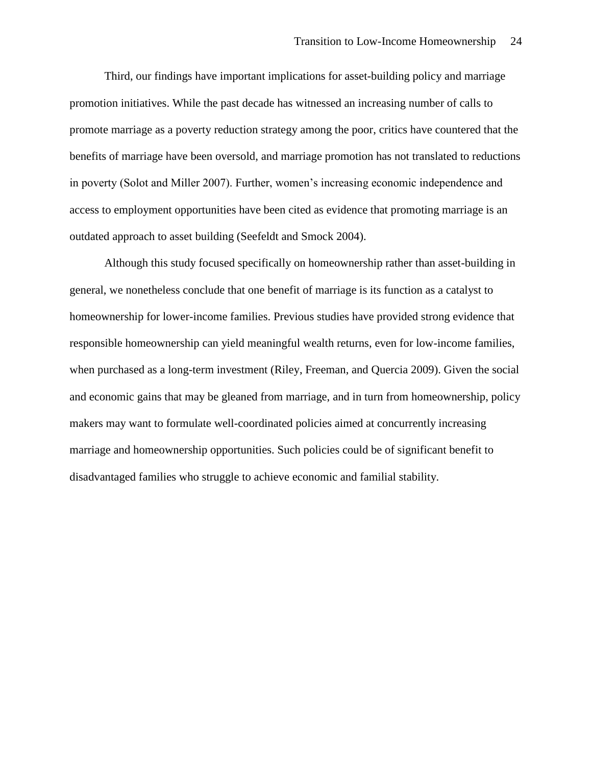Third, our findings have important implications for asset-building policy and marriage promotion initiatives. While the past decade has witnessed an increasing number of calls to promote marriage as a poverty reduction strategy among the poor, critics have countered that the benefits of marriage have been oversold, and marriage promotion has not translated to reductions in poverty (Solot and Miller 2007). Further, women's increasing economic independence and access to employment opportunities have been cited as evidence that promoting marriage is an outdated approach to asset building (Seefeldt and Smock 2004).

Although this study focused specifically on homeownership rather than asset-building in general, we nonetheless conclude that one benefit of marriage is its function as a catalyst to homeownership for lower-income families. Previous studies have provided strong evidence that responsible homeownership can yield meaningful wealth returns, even for low-income families, when purchased as a long-term investment (Riley, Freeman, and Quercia 2009). Given the social and economic gains that may be gleaned from marriage, and in turn from homeownership, policy makers may want to formulate well-coordinated policies aimed at concurrently increasing marriage and homeownership opportunities. Such policies could be of significant benefit to disadvantaged families who struggle to achieve economic and familial stability.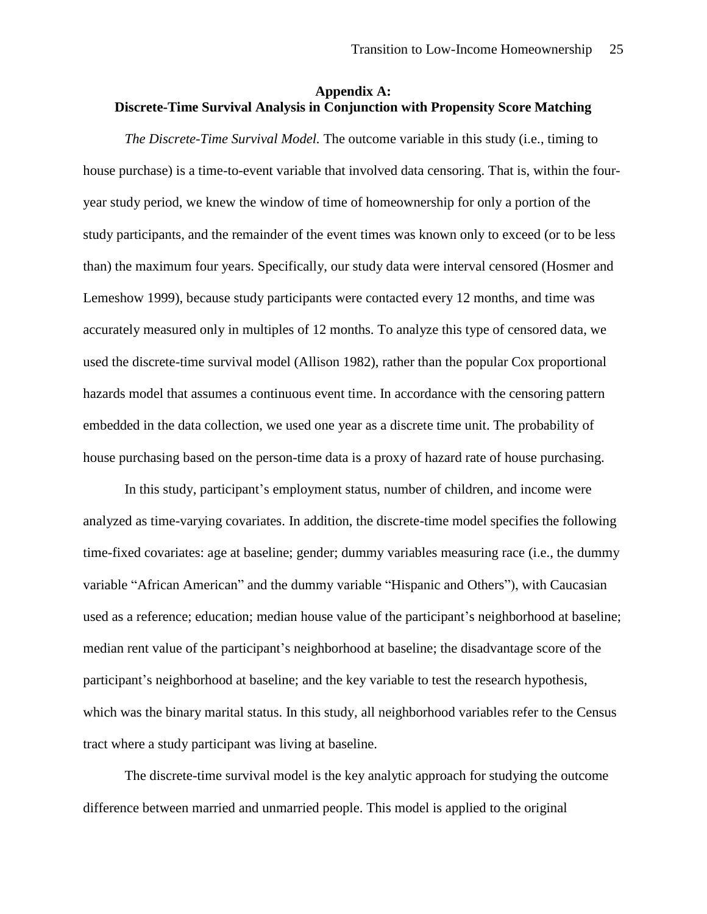## Appendix A: Discrete-Time Survival Analysis in Conjunction with Propensity Score Matching

*The Discrete-Time Survival Model.* The outcome variable in this study (i.e., timing to house purchase) is a time-to-event variable that involved data censoring. That is, within the four-year study period, we knew the window of time of homeownership for only a portion of the study participants, and the remainder of the event times was known only to exceed (or to be less than) the maximum four years. Specifically, our study data were interval censored (Hosmer and Lemeshow 1999), because study participants were contacted every 12 months, and time was accurately measured only in multiples of 12 months. To analyze this type of censored data, we used the discrete-time survival model (Allison 1982), rather than the popular Cox proportional hazards model that assumes a continuous event time. In accordance with the censoring pattern embedded in the data collection, we used one year as a discrete time unit. The probability of house purchasing based on the person-time data is a proxy of hazard rate of house purchasing.

In this study, participant's employment status, number of children, and income were analyzed as time-varying covariates. In addition, the discrete-time model specifies the following time-fixed covariates: age at baseline; gender; dummy variables measuring race (i.e., the dummy variable "African American" and the dummy variable "Hispanic and Others"), with Caucasian used as a reference; education; median house value of the participant's neighborhood at baseline; median rent value of the participant's neighborhood at baseline; the disadvantage score of the participant's neighborhood at baseline; and the key variable to test the research hypothesis, which was the binary marital status. In this study, all neighborhood variables refer to the Census tract where a study participant was living at baseline.

The discrete-time survival model is the key analytic approach for studying the outcome difference between married and unmarried people. This model is applied to the original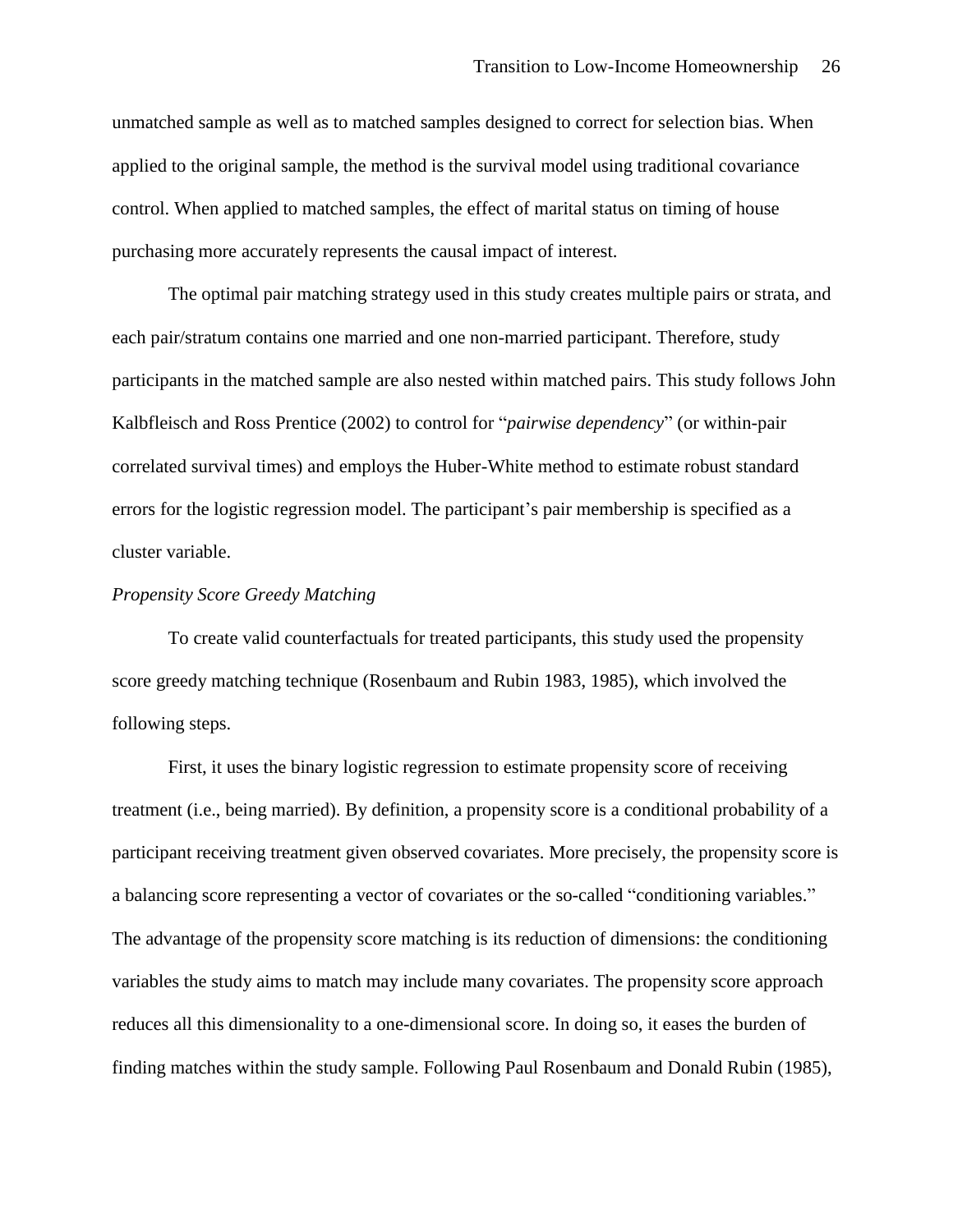unmatched sample as well as to matched samples designed to correct for selection bias. When applied to the original sample, the method is the survival model using traditional covariance control. When applied to matched samples, the effect of marital status on timing of house purchasing more accurately represents the causal impact of interest.

The optimal pair matching strategy used in this study creates multiple pairs or strata, and each pair/stratum contains one married and one non-married participant. Therefore, study participants in the matched sample are also nested within matched pairs. This study follows John Kalbfleisch and Ross Prentice (2002) to control for "*pairwise dependency*" (or within-pair correlated survival times) and employs the Huber-White method to estimate robust standard errors for the logistic regression model. The participant's pair membership is specified as a cluster variable.

*Propensity Score Greedy Matching*

To create valid counterfactuals for treated participants, this study used the propensity score greedy matching technique (Rosenbaum and Rubin 1983, 1985), which involved the following steps.

First, it uses the binary logistic regression to estimate propensity score of receiving treatment (i.e., being married). By definition, a propensity score is a conditional probability of a participant receiving treatment given observed covariates. More precisely, the propensity score is a balancing score representing a vector of covariates or the so-called "conditioning variables." The advantage of the propensity score matching is its reduction of dimensions: the conditioning variables the study aims to match may include many covariates. The propensity score approach reduces all this dimensionality to a one-dimensional score. In doing so, it eases the burden of finding matches within the study sample. Following Paul Rosenbaum and Donald Rubin (1985),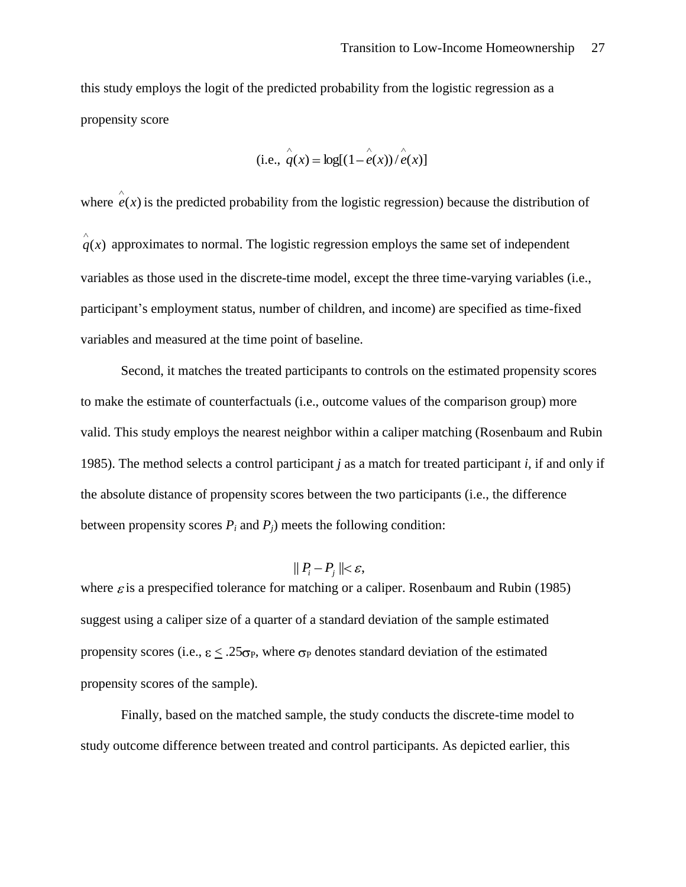this study employs the logit of the predicted probability from the logistic regression as a propensity score

$$\text{(i.e., } \hat{q}(x) = \log[(1 - \hat{e}(x)) / \hat{e}(x)]$$

where $\hat{e}(x)$ is the predicted probability from the logistic regression) because the distribution of $\hat{q}(x)$ approximates to normal. The logistic regression employs the same set of independent variables as those used in the discrete-time model, except the three time-varying variables (i.e., participant's employment status, number of children, and income) are specified as time-fixed variables and measured at the time point of baseline.

Second, it matches the treated participants to controls on the estimated propensity scores to make the estimate of counterfactuals (i.e., outcome values of the comparison group) more valid. This study employs the nearest neighbor within a caliper matching (Rosenbaum and Rubin 1985). The method selects a control participant *j* as a match for treated participant *i*, if and only if the absolute distance of propensity scores between the two participants (i.e., the difference between propensity scores $P_i$ and $P_j$) meets the following condition:

$$\| P_i - P_j \| < \varepsilon,$$

where $\varepsilon$ is a prespecified tolerance for matching or a caliper. Rosenbaum and Rubin (1985) suggest using a caliper size of a quarter of a standard deviation of the sample estimated propensity scores (i.e., $\varepsilon \leq .25\sigma_P$, where $\sigma_P$ denotes standard deviation of the estimated propensity scores of the sample).

Finally, based on the matched sample, the study conducts the discrete-time model to study outcome difference between treated and control participants. As depicted earlier, this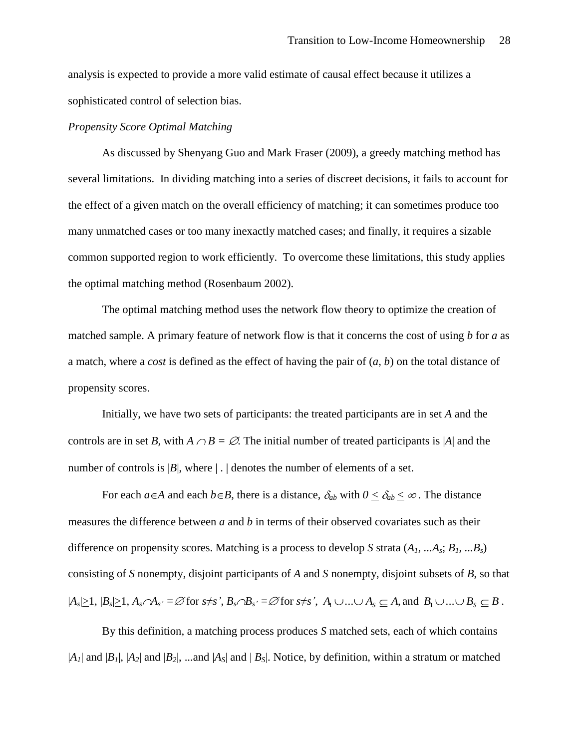analysis is expected to provide a more valid estimate of causal effect because it utilizes a sophisticated control of selection bias.

*Propensity Score Optimal Matching*

As discussed by Shenyang Guo and Mark Fraser (2009), a greedy matching method has several limitations. In dividing matching into a series of discreet decisions, it fails to account for the effect of a given match on the overall efficiency of matching; it can sometimes produce too many unmatched cases or too many inexactly matched cases; and finally, it requires a sizable common supported region to work efficiently. To overcome these limitations, this study applies the optimal matching method (Rosenbaum 2002).

The optimal matching method uses the network flow theory to optimize the creation of matched sample. A primary feature of network flow is that it concerns the cost of using $b$ for $a$ as a match, where a *cost* is defined as the effect of having the pair of $(a, b)$ on the total distance of propensity scores.

Initially, we have two sets of participants: the treated participants are in set $A$ and the controls are in set $B$, with $A \cap B = \emptyset$. The initial number of treated participants is $|A|$ and the number of controls is $|B|$, where $| . |$ denotes the number of elements of a set.

For each $a \in A$ and each $b \in B$, there is a distance, $\delta_{ab}$ with $0 \leq \delta_{ab} \leq \infty$. The distance measures the difference between $a$ and $b$ in terms of their observed covariates such as their difference on propensity scores. Matching is a process to develop $S$ strata ($A_1, ...A_s$; $B_1, ...B_s$) consisting of $S$ nonempty, disjoint participants of $A$ and $S$ nonempty, disjoint subsets of $B$, so that $|A_s| \geq 1$, $|B_s| \geq 1$, $A_s \cap A_{s'} = \emptyset$ for $s \neq s'$, $B_s \cap B_{s'} = \emptyset$ for $s \neq s'$, $A_1 \cup ... \cup A_S \subseteq A$, and $B_1 \cup ... \cup B_S \subseteq B$.

By this definition, a matching process produces $S$ matched sets, each of which contains $|A_1|$ and $|B_1|$, $|A_2|$ and $|B_2|$, ...and $|A_S|$ and $|B_S|$. Notice, by definition, within a stratum or matched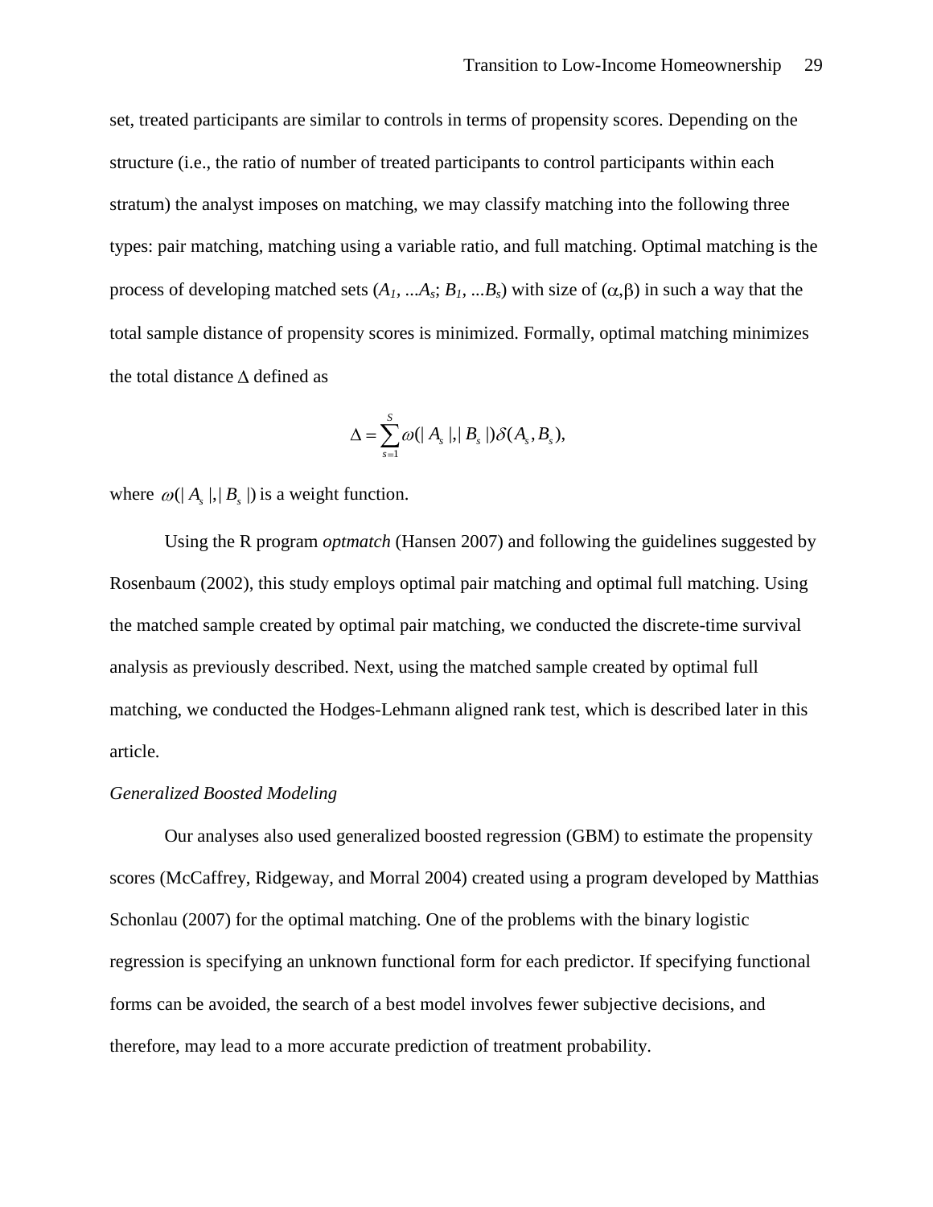set, treated participants are similar to controls in terms of propensity scores. Depending on the structure (i.e., the ratio of number of treated participants to control participants within each stratum) the analyst imposes on matching, we may classify matching into the following three types: pair matching, matching using a variable ratio, and full matching. Optimal matching is the process of developing matched sets ($A_1, ...A_s; B_1, ...B_s$) with size of ($\alpha,\beta$) in such a way that the total sample distance of propensity scores is minimized. Formally, optimal matching minimizes the total distance $\Delta$ defined as

$$\Delta = \sum_{s=1}^{S} \omega(|A_s|,|B_s|)\delta(A_s, B_s),$$

where $\omega(|A_s|,|B_s|)$ is a weight function.

Using the R program *optmatch* (Hansen 2007) and following the guidelines suggested by Rosenbaum (2002), this study employs optimal pair matching and optimal full matching. Using the matched sample created by optimal pair matching, we conducted the discrete-time survival analysis as previously described. Next, using the matched sample created by optimal full matching, we conducted the Hodges-Lehmann aligned rank test, which is described later in this article.

*Generalized Boosted Modeling*

Our analyses also used generalized boosted regression (GBM) to estimate the propensity scores (McCaffrey, Ridgeway, and Morral 2004) created using a program developed by Matthias Schonlau (2007) for the optimal matching. One of the problems with the binary logistic regression is specifying an unknown functional form for each predictor. If specifying functional forms can be avoided, the search of a best model involves fewer subjective decisions, and therefore, may lead to a more accurate prediction of treatment probability.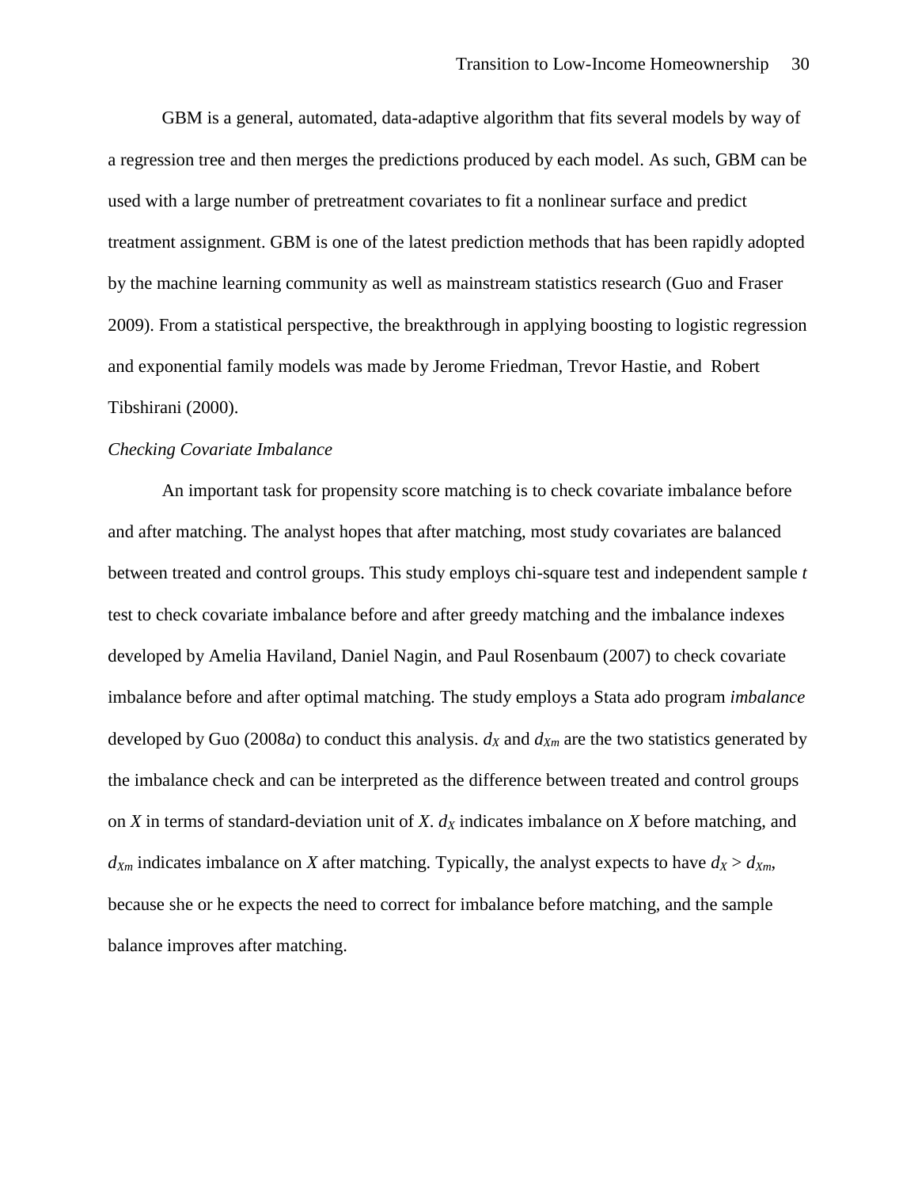GBM is a general, automated, data-adaptive algorithm that fits several models by way of a regression tree and then merges the predictions produced by each model. As such, GBM can be used with a large number of pretreatment covariates to fit a nonlinear surface and predict treatment assignment. GBM is one of the latest prediction methods that has been rapidly adopted by the machine learning community as well as mainstream statistics research (Guo and Fraser 2009). From a statistical perspective, the breakthrough in applying boosting to logistic regression and exponential family models was made by Jerome Friedman, Trevor Hastie, and Robert Tibshirani (2000).

*Checking Covariate Imbalance*

An important task for propensity score matching is to check covariate imbalance before and after matching. The analyst hopes that after matching, most study covariates are balanced between treated and control groups. This study employs chi-square test and independent sample *t* test to check covariate imbalance before and after greedy matching and the imbalance indexes developed by Amelia Haviland, Daniel Nagin, and Paul Rosenbaum (2007) to check covariate imbalance before and after optimal matching. The study employs a Stata ado program *imbalance* developed by Guo (2008*a*) to conduct this analysis. $d_X$ and $d_{Xm}$ are the two statistics generated by the imbalance check and can be interpreted as the difference between treated and control groups on $X$ in terms of standard-deviation unit of $X$. $d_X$ indicates imbalance on $X$ before matching, and $d_{Xm}$ indicates imbalance on $X$ after matching. Typically, the analyst expects to have $d_X > d_{Xm}$, because she or he expects the need to correct for imbalance before matching, and the sample balance improves after matching.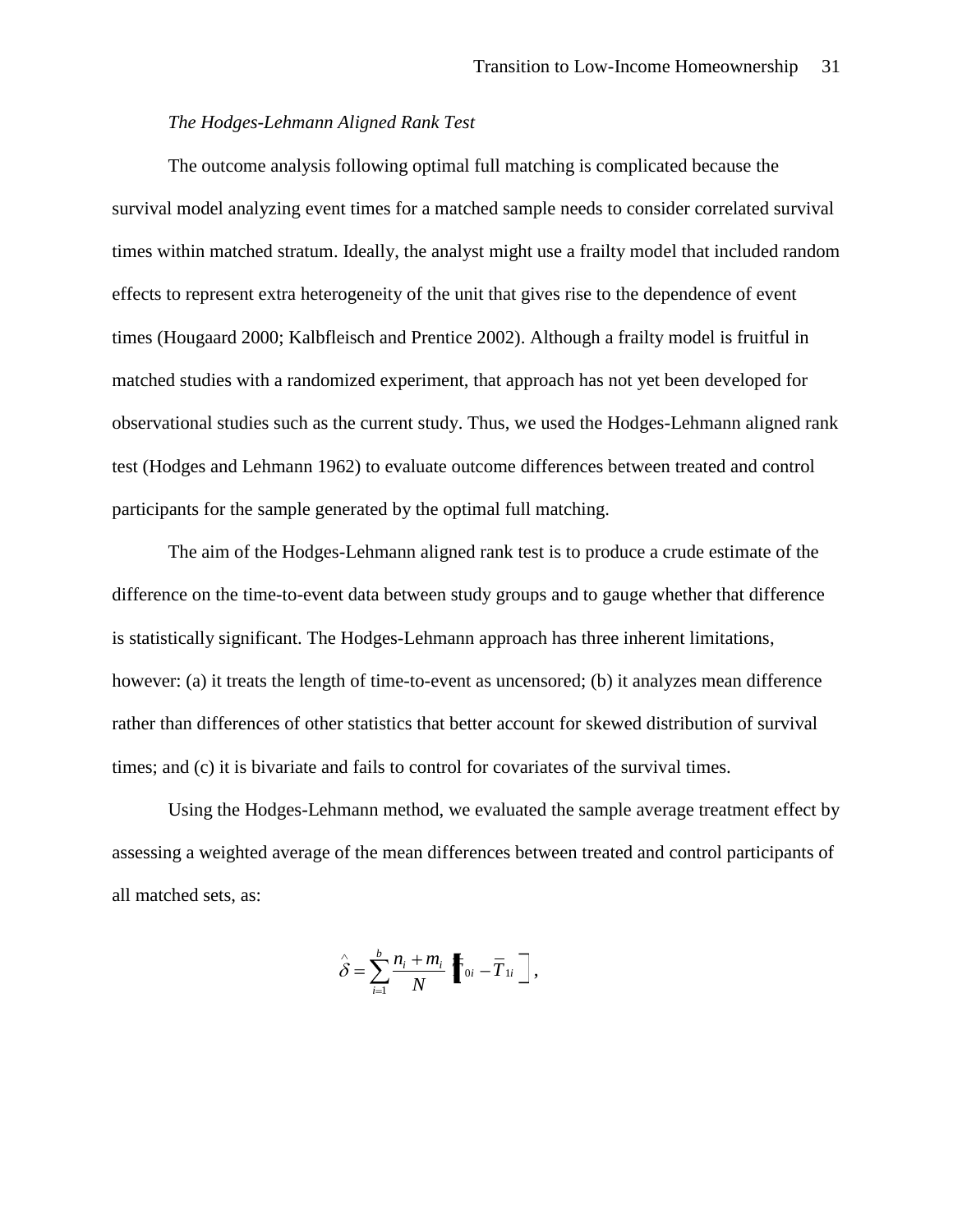*The Hodges-Lehmann Aligned Rank Test*

The outcome analysis following optimal full matching is complicated because the survival model analyzing event times for a matched sample needs to consider correlated survival times within matched stratum. Ideally, the analyst might use a frailty model that included random effects to represent extra heterogeneity of the unit that gives rise to the dependence of event times (Hougaard 2000; Kalbfleisch and Prentice 2002). Although a frailty model is fruitful in matched studies with a randomized experiment, that approach has not yet been developed for observational studies such as the current study. Thus, we used the Hodges-Lehmann aligned rank test (Hodges and Lehmann 1962) to evaluate outcome differences between treated and control participants for the sample generated by the optimal full matching.

The aim of the Hodges-Lehmann aligned rank test is to produce a crude estimate of the difference on the time-to-event data between study groups and to gauge whether that difference is statistically significant. The Hodges-Lehmann approach has three inherent limitations, however: (a) it treats the length of time-to-event as uncensored; (b) it analyzes mean difference rather than differences of other statistics that better account for skewed distribution of survival times; and (c) it is bivariate and fails to control for covariates of the survival times.

Using the Hodges-Lehmann method, we evaluated the sample average treatment effect by assessing a weighted average of the mean differences between treated and control participants of all matched sets, as:

$$\hat{\delta} = \sum_{i=1}^{b} \frac{n_i + m_i}{N} \left[ \overline{T}_{0i} - \overline{T}_{1i} \right],$$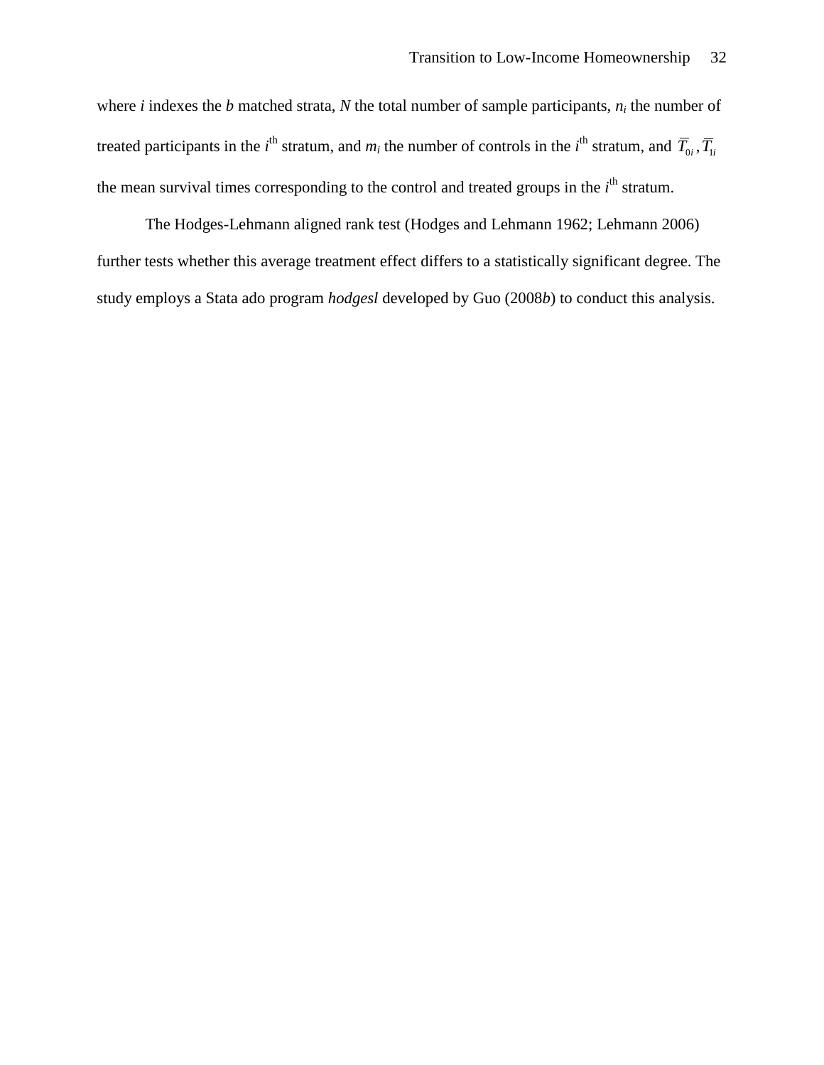where $i$ indexes the $b$ matched strata, $N$ the total number of sample participants, $n_i$ the number of treated participants in the $i^{\text{th}}$ stratum, and $m_i$ the number of controls in the $i^{\text{th}}$ stratum, and $\overline{T}_{0i}, \overline{T}_{1i}$ the mean survival times corresponding to the control and treated groups in the $i^{\text{th}}$ stratum.

The Hodges-Lehmann aligned rank test (Hodges and Lehmann 1962; Lehmann 2006) further tests whether this average treatment effect differs to a statistically significant degree. The study employs a Stata ado program *hodgesl* developed by Guo (2008*b*) to conduct this analysis.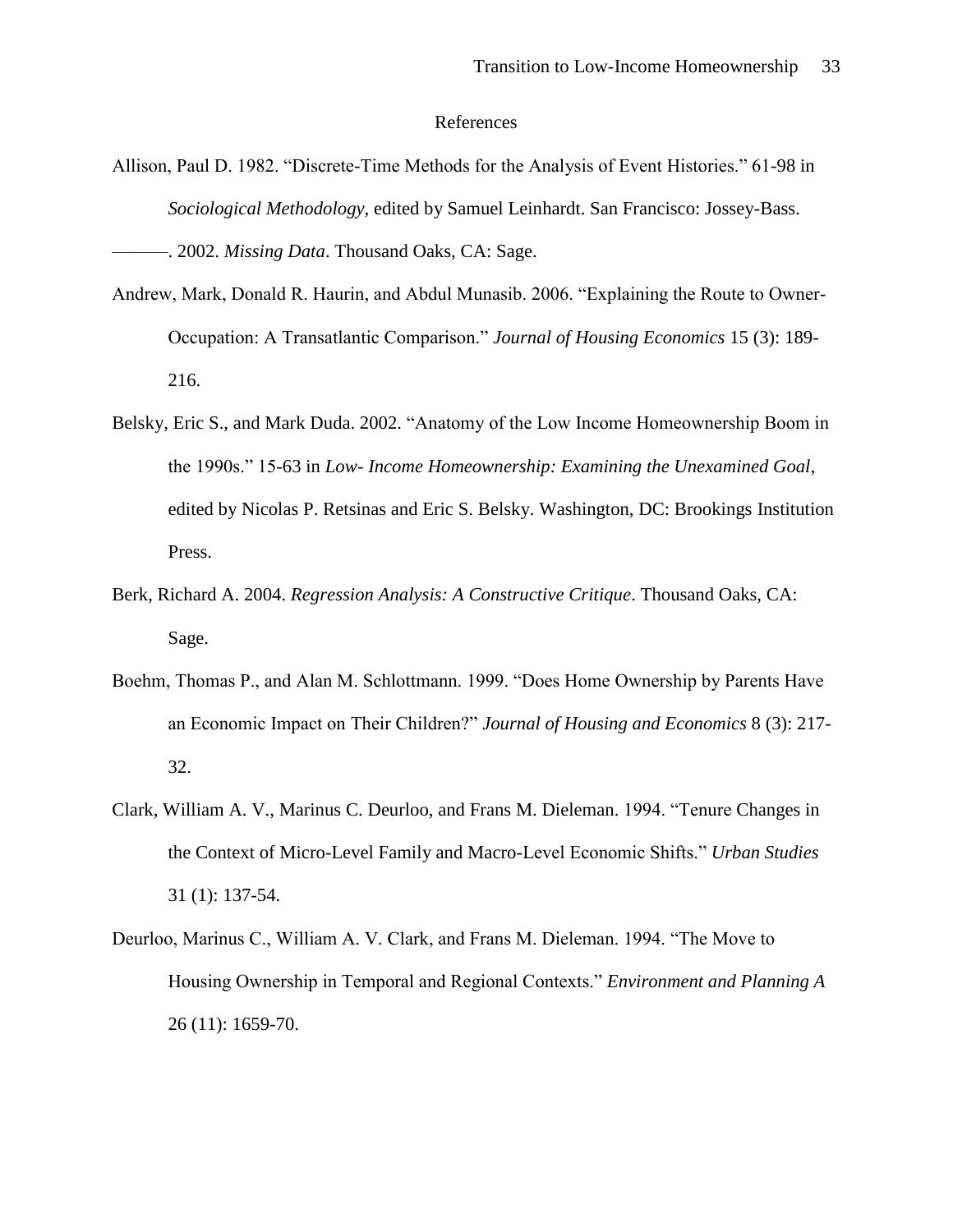## References

Allison, Paul D. 1982. "Discrete-Time Methods for the Analysis of Event Histories." 61-98 in *Sociological Methodology*, edited by Samuel Leinhardt. San Francisco: Jossey-Bass.

———. 2002. *Missing Data*. Thousand Oaks, CA: Sage.

Andrew, Mark, Donald R. Haurin, and Abdul Munasib. 2006. "Explaining the Route to Owner-Occupation: A Transatlantic Comparison." *Journal of Housing Economics* 15 (3): 189-216.

Belsky, Eric S., and Mark Duda. 2002. "Anatomy of the Low Income Homeownership Boom in the 1990s." 15-63 in *Low- Income Homeownership: Examining the Unexamined Goal*, edited by Nicolas P. Retsinas and Eric S. Belsky. Washington, DC: Brookings Institution Press.

Berk, Richard A. 2004. *Regression Analysis: A Constructive Critique*. Thousand Oaks, CA: Sage.

Boehm, Thomas P., and Alan M. Schlottmann. 1999. "Does Home Ownership by Parents Have an Economic Impact on Their Children?" *Journal of Housing and Economics* 8 (3): 217-32.

Clark, William A. V., Marinus C. Deurloo, and Frans M. Dieleman. 1994. "Tenure Changes in the Context of Micro-Level Family and Macro-Level Economic Shifts." *Urban Studies* 31 (1): 137-54.

Deurloo, Marinus C., William A. V. Clark, and Frans M. Dieleman. 1994. "The Move to Housing Ownership in Temporal and Regional Contexts." *Environment and Planning A* 26 (11): 1659-70.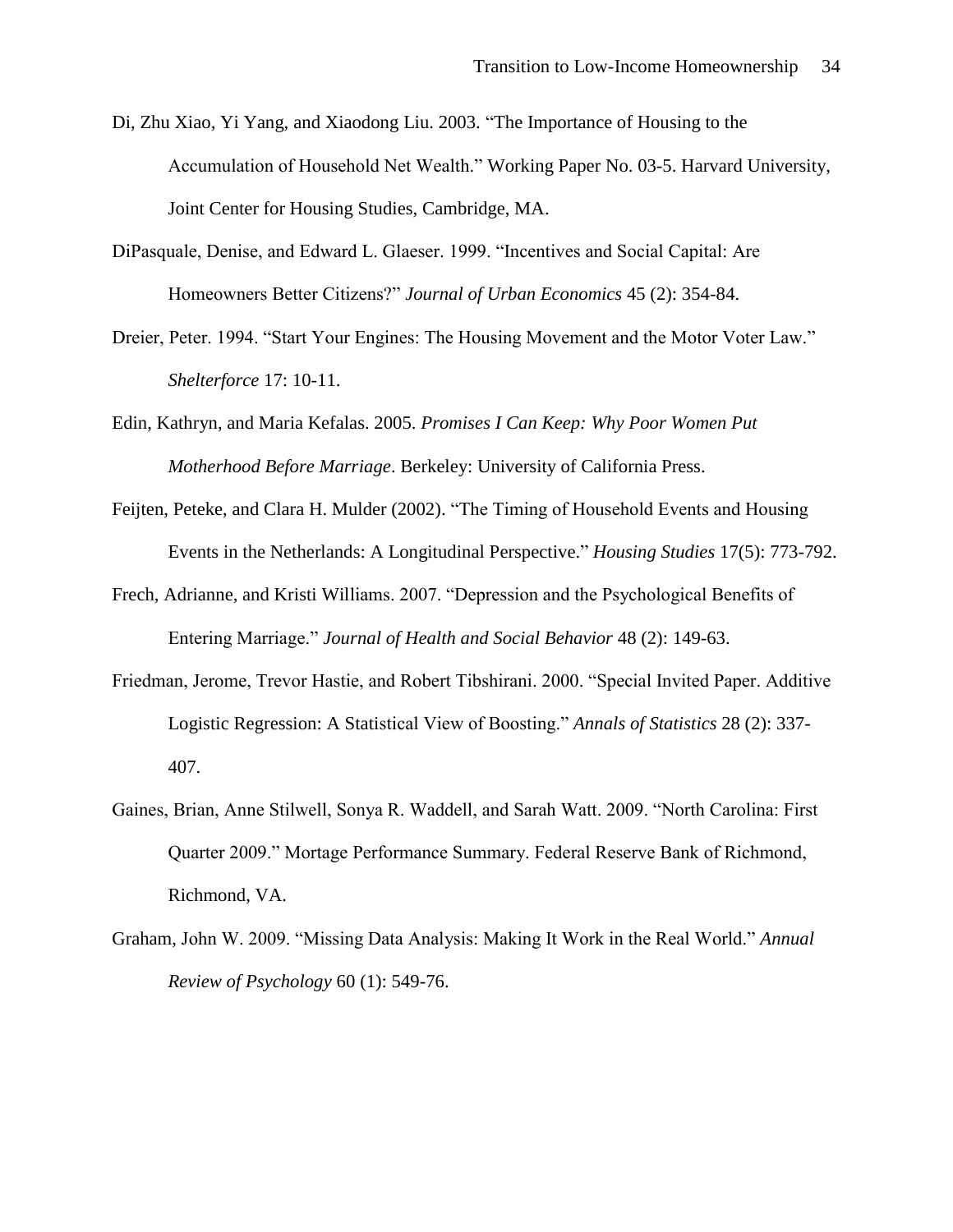Di, Zhu Xiao, Yi Yang, and Xiaodong Liu. 2003. "The Importance of Housing to the Accumulation of Household Net Wealth." Working Paper No. 03-5. Harvard University, Joint Center for Housing Studies, Cambridge, MA.

DiPasquale, Denise, and Edward L. Glaeser. 1999. "Incentives and Social Capital: Are Homeowners Better Citizens?" *Journal of Urban Economics* 45 (2): 354-84.

Dreier, Peter. 1994. "Start Your Engines: The Housing Movement and the Motor Voter Law." *Shelterforce* 17: 10-11.

Edin, Kathryn, and Maria Kefalas. 2005. *Promises I Can Keep: Why Poor Women Put Motherhood Before Marriage*. Berkeley: University of California Press.

Feijten, Peteke, and Clara H. Mulder (2002). "The Timing of Household Events and Housing Events in the Netherlands: A Longitudinal Perspective." *Housing Studies* 17(5): 773-792.

Frech, Adrianne, and Kristi Williams. 2007. "Depression and the Psychological Benefits of Entering Marriage." *Journal of Health and Social Behavior* 48 (2): 149-63.

Friedman, Jerome, Trevor Hastie, and Robert Tibshirani. 2000. "Special Invited Paper. Additive Logistic Regression: A Statistical View of Boosting." *Annals of Statistics* 28 (2): 337-407.

Gaines, Brian, Anne Stilwell, Sonya R. Waddell, and Sarah Watt. 2009. "North Carolina: First Quarter 2009." Mortage Performance Summary. Federal Reserve Bank of Richmond, Richmond, VA.

Graham, John W. 2009. "Missing Data Analysis: Making It Work in the Real World." *Annual Review of Psychology* 60 (1): 549-76.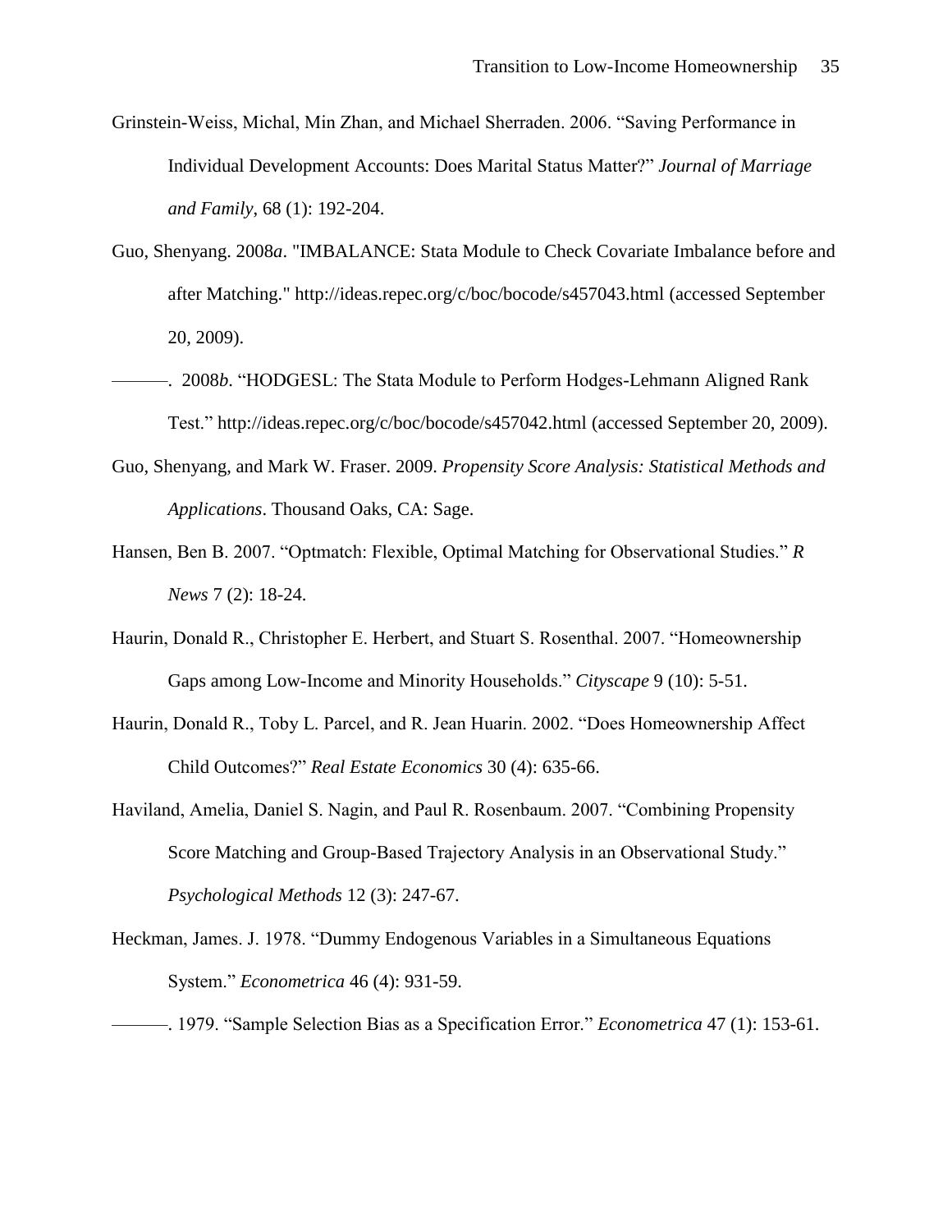Grinstein-Weiss, Michal, Min Zhan, and Michael Sherraden. 2006. "Saving Performance in Individual Development Accounts: Does Marital Status Matter?" *Journal of Marriage and Family*, 68 (1): 192-204.

Guo, Shenyang. 2008*a*. "IMBALANCE: Stata Module to Check Covariate Imbalance before and after Matching." http://ideas.repec.org/c/boc/bocode/s457043.html (accessed September 20, 2009).

———. 2008*b*. "HODGESL: The Stata Module to Perform Hodges-Lehmann Aligned Rank Test." http://ideas.repec.org/c/boc/bocode/s457042.html (accessed September 20, 2009).

Guo, Shenyang, and Mark W. Fraser. 2009. *Propensity Score Analysis: Statistical Methods and Applications*. Thousand Oaks, CA: Sage.

Hansen, Ben B. 2007. "Optmatch: Flexible, Optimal Matching for Observational Studies." *R News* 7 (2): 18-24.

Haurin, Donald R., Christopher E. Herbert, and Stuart S. Rosenthal. 2007. "Homeownership Gaps among Low-Income and Minority Households." *Cityscape* 9 (10): 5-51.

Haurin, Donald R., Toby L. Parcel, and R. Jean Huarin. 2002. "Does Homeownership Affect Child Outcomes?" *Real Estate Economics* 30 (4): 635-66.

Haviland, Amelia, Daniel S. Nagin, and Paul R. Rosenbaum. 2007. "Combining Propensity Score Matching and Group-Based Trajectory Analysis in an Observational Study." *Psychological Methods* 12 (3): 247-67.

Heckman, James. J. 1978. "Dummy Endogenous Variables in a Simultaneous Equations System." *Econometrica* 46 (4): 931-59.

———. 1979. "Sample Selection Bias as a Specification Error." *Econometrica* 47 (1): 153-61.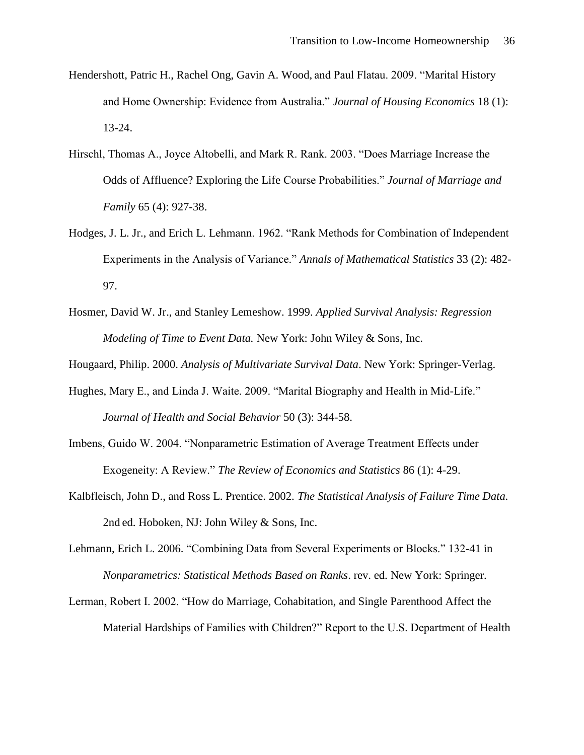Hendershott, Patric H., Rachel Ong, Gavin A. Wood, and Paul Flatau. 2009. "Marital History and Home Ownership: Evidence from Australia." *Journal of Housing Economics* 18 (1): 13-24.

Hirschl, Thomas A., Joyce Altobelli, and Mark R. Rank. 2003. "Does Marriage Increase the Odds of Affluence? Exploring the Life Course Probabilities." *Journal of Marriage and Family* 65 (4): 927-38.

Hodges, J. L. Jr., and Erich L. Lehmann. 1962. "Rank Methods for Combination of Independent Experiments in the Analysis of Variance." *Annals of Mathematical Statistics* 33 (2): 482-97.

Hosmer, David W. Jr., and Stanley Lemeshow. 1999. *Applied Survival Analysis: Regression Modeling of Time to Event Data.* New York: John Wiley & Sons, Inc.

Hougaard, Philip. 2000. *Analysis of Multivariate Survival Data*. New York: Springer-Verlag.

Hughes, Mary E., and Linda J. Waite. 2009. "Marital Biography and Health in Mid-Life." *Journal of Health and Social Behavior* 50 (3): 344-58.

Imbens, Guido W. 2004. "Nonparametric Estimation of Average Treatment Effects under Exogeneity: A Review." *The Review of Economics and Statistics* 86 (1): 4-29.

Kalbfleisch, John D., and Ross L. Prentice. 2002. *The Statistical Analysis of Failure Time Data.* 2nd ed. Hoboken, NJ: John Wiley & Sons, Inc.

Lehmann, Erich L. 2006. "Combining Data from Several Experiments or Blocks." 132-41 in *Nonparametrics: Statistical Methods Based on Ranks*. rev. ed. New York: Springer.

Lerman, Robert I. 2002. "How do Marriage, Cohabitation, and Single Parenthood Affect the Material Hardships of Families with Children?" Report to the U.S. Department of Health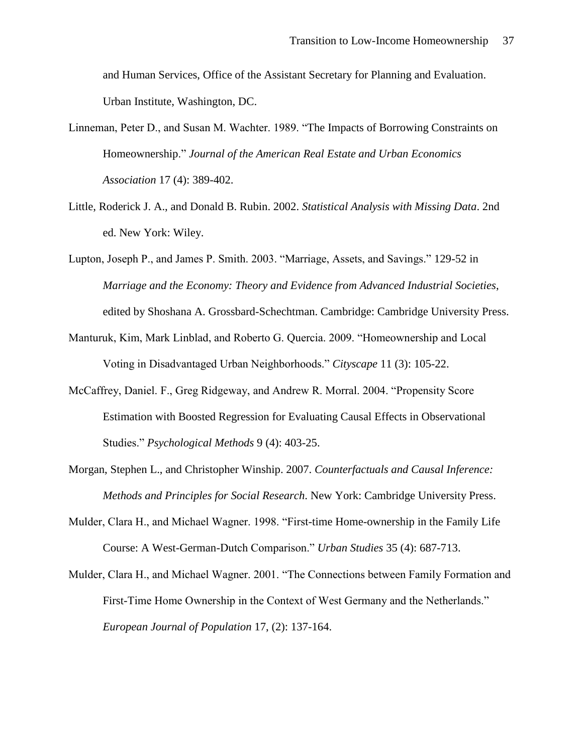and Human Services, Office of the Assistant Secretary for Planning and Evaluation. Urban Institute, Washington, DC.

Linneman, Peter D., and Susan M. Wachter. 1989. "The Impacts of Borrowing Constraints on Homeownership." *Journal of the American Real Estate and Urban Economics Association* 17 (4): 389-402.

Little, Roderick J. A., and Donald B. Rubin. 2002. *Statistical Analysis with Missing Data*. 2nd ed. New York: Wiley.

Lupton, Joseph P., and James P. Smith. 2003. "Marriage, Assets, and Savings." 129-52 in *Marriage and the Economy: Theory and Evidence from Advanced Industrial Societies*, edited by Shoshana A. Grossbard-Schechtman. Cambridge: Cambridge University Press.

Manturuk, Kim, Mark Linblad, and Roberto G. Quercia. 2009. "Homeownership and Local Voting in Disadvantaged Urban Neighborhoods." *Cityscape* 11 (3): 105-22.

McCaffrey, Daniel. F., Greg Ridgeway, and Andrew R. Morral. 2004. "Propensity Score Estimation with Boosted Regression for Evaluating Causal Effects in Observational Studies." *Psychological Methods* 9 (4): 403-25.

Morgan, Stephen L., and Christopher Winship. 2007. *Counterfactuals and Causal Inference: Methods and Principles for Social Research*. New York: Cambridge University Press.

Mulder, Clara H., and Michael Wagner. 1998. "First-time Home-ownership in the Family Life Course: A West-German-Dutch Comparison." *Urban Studies* 35 (4): 687-713.

Mulder, Clara H., and Michael Wagner. 2001. "The Connections between Family Formation and First-Time Home Ownership in the Context of West Germany and the Netherlands." *European Journal of Population* 17, (2): 137-164.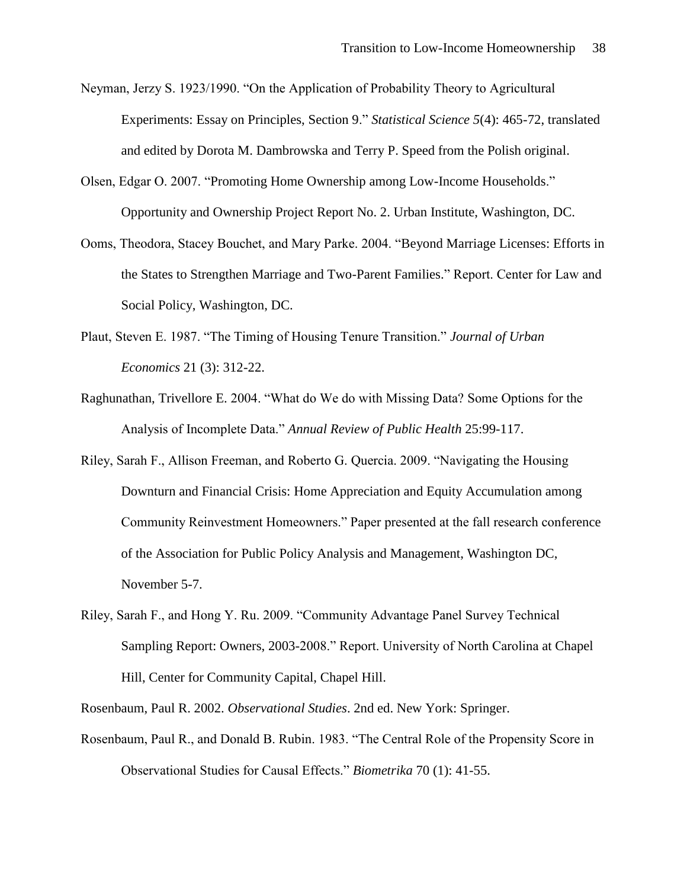Neyman, Jerzy S. 1923/1990. "On the Application of Probability Theory to Agricultural Experiments: Essay on Principles, Section 9." *Statistical Science 5*(4): 465-72, translated and edited by Dorota M. Dambrowska and Terry P. Speed from the Polish original.

Olsen, Edgar O. 2007. "Promoting Home Ownership among Low-Income Households." Opportunity and Ownership Project Report No. 2. Urban Institute, Washington, DC.

Ooms, Theodora, Stacey Bouchet, and Mary Parke. 2004. "Beyond Marriage Licenses: Efforts in the States to Strengthen Marriage and Two-Parent Families." Report. Center for Law and Social Policy, Washington, DC.

Plaut, Steven E. 1987. "The Timing of Housing Tenure Transition." *Journal of Urban Economics* 21 (3): 312-22.

Raghunathan, Trivellore E. 2004. "What do We do with Missing Data? Some Options for the Analysis of Incomplete Data." *Annual Review of Public Health* 25:99-117.

Riley, Sarah F., Allison Freeman, and Roberto G. Quercia. 2009. "Navigating the Housing Downturn and Financial Crisis: Home Appreciation and Equity Accumulation among Community Reinvestment Homeowners." Paper presented at the fall research conference of the Association for Public Policy Analysis and Management, Washington DC, November 5-7.

Riley, Sarah F., and Hong Y. Ru. 2009. "Community Advantage Panel Survey Technical Sampling Report: Owners, 2003-2008." Report. University of North Carolina at Chapel Hill, Center for Community Capital, Chapel Hill.

Rosenbaum, Paul R. 2002. *Observational Studies*. 2nd ed. New York: Springer.

Rosenbaum, Paul R., and Donald B. Rubin. 1983. "The Central Role of the Propensity Score in Observational Studies for Causal Effects." *Biometrika* 70 (1): 41-55.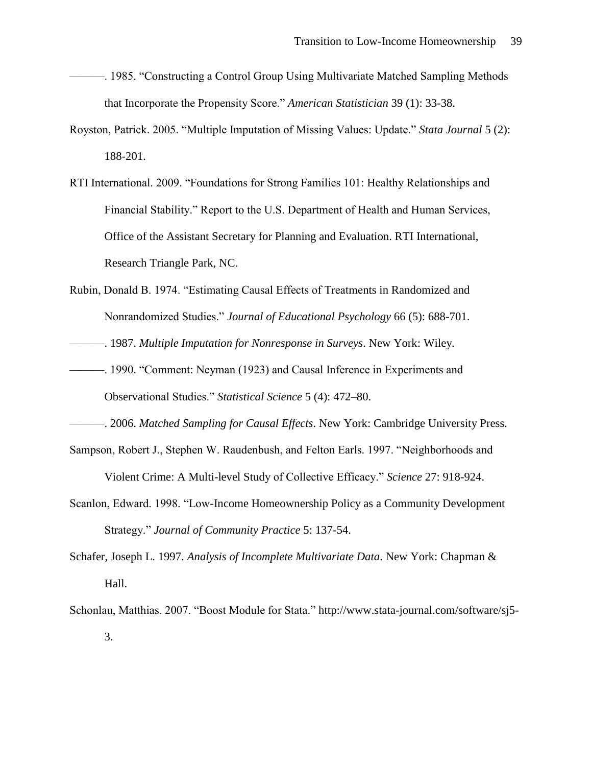———. 1985. “Constructing a Control Group Using Multivariate Matched Sampling Methods that Incorporate the Propensity Score.” *American Statistician* 39 (1): 33-38.

Royston, Patrick. 2005. “Multiple Imputation of Missing Values: Update.” *Stata Journal* 5 (2): 188-201.

RTI International. 2009. “Foundations for Strong Families 101: Healthy Relationships and Financial Stability.” Report to the U.S. Department of Health and Human Services, Office of the Assistant Secretary for Planning and Evaluation. RTI International, Research Triangle Park, NC.

Rubin, Donald B. 1974. “Estimating Causal Effects of Treatments in Randomized and Nonrandomized Studies.” *Journal of Educational Psychology* 66 (5): 688-701.

———. 1987. *Multiple Imputation for Nonresponse in Surveys*. New York: Wiley.

———. 1990. “Comment: Neyman (1923) and Causal Inference in Experiments and Observational Studies.” *Statistical Science* 5 (4): 472–80.

———. 2006. *Matched Sampling for Causal Effects*. New York: Cambridge University Press.

Sampson, Robert J., Stephen W. Raudenbush, and Felton Earls. 1997. “Neighborhoods and Violent Crime: A Multi-level Study of Collective Efficacy.” *Science* 27: 918-924.

Scanlon, Edward. 1998. “Low-Income Homeownership Policy as a Community Development Strategy.” *Journal of Community Practice* 5: 137-54.

Schafer, Joseph L. 1997. *Analysis of Incomplete Multivariate Data*. New York: Chapman & Hall.

Schonlau, Matthias. 2007. “Boost Module for Stata.” http://www.stata-journal.com/software/sj5-3.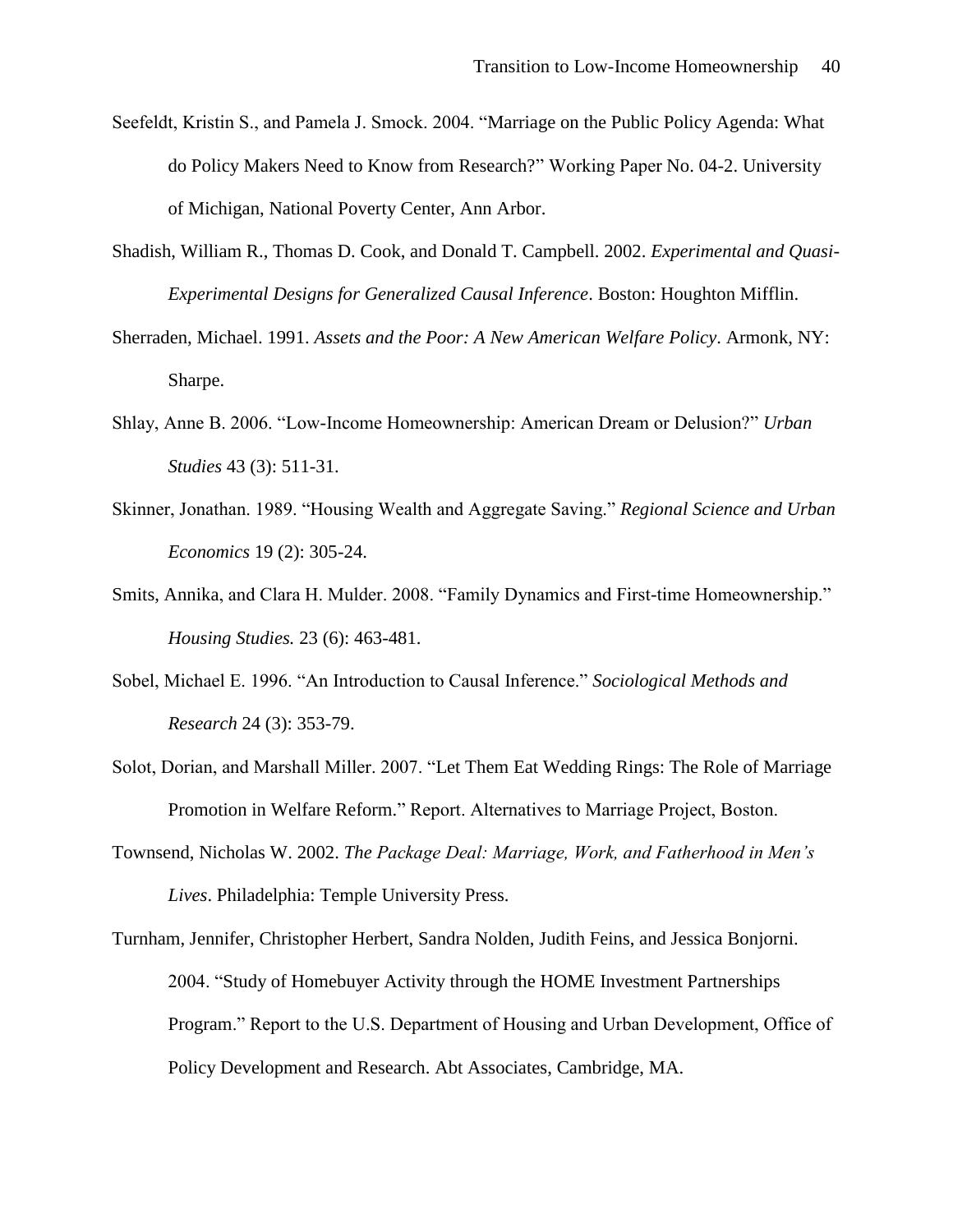Seefeldt, Kristin S., and Pamela J. Smock. 2004. "Marriage on the Public Policy Agenda: What do Policy Makers Need to Know from Research?" Working Paper No. 04-2. University of Michigan, National Poverty Center, Ann Arbor.

Shadish, William R., Thomas D. Cook, and Donald T. Campbell. 2002. *Experimental and Quasi-Experimental Designs for Generalized Causal Inference*. Boston: Houghton Mifflin.

Sherraden, Michael. 1991. *Assets and the Poor: A New American Welfare Policy*. Armonk, NY: Sharpe.

Shlay, Anne B. 2006. "Low-Income Homeownership: American Dream or Delusion?" *Urban Studies* 43 (3): 511-31.

Skinner, Jonathan. 1989. "Housing Wealth and Aggregate Saving." *Regional Science and Urban Economics* 19 (2): 305-24.

Smits, Annika, and Clara H. Mulder. 2008. "Family Dynamics and First-time Homeownership." *Housing Studies.* 23 (6): 463-481.

Sobel, Michael E. 1996. "An Introduction to Causal Inference." *Sociological Methods and Research* 24 (3): 353-79.

Solot, Dorian, and Marshall Miller. 2007. "Let Them Eat Wedding Rings: The Role of Marriage Promotion in Welfare Reform." Report. Alternatives to Marriage Project, Boston.

Townsend, Nicholas W. 2002. *The Package Deal: Marriage, Work, and Fatherhood in Men's Lives*. Philadelphia: Temple University Press.

Turnham, Jennifer, Christopher Herbert, Sandra Nolden, Judith Feins, and Jessica Bonjorni. 2004. "Study of Homebuyer Activity through the HOME Investment Partnerships Program." Report to the U.S. Department of Housing and Urban Development, Office of Policy Development and Research. Abt Associates, Cambridge, MA.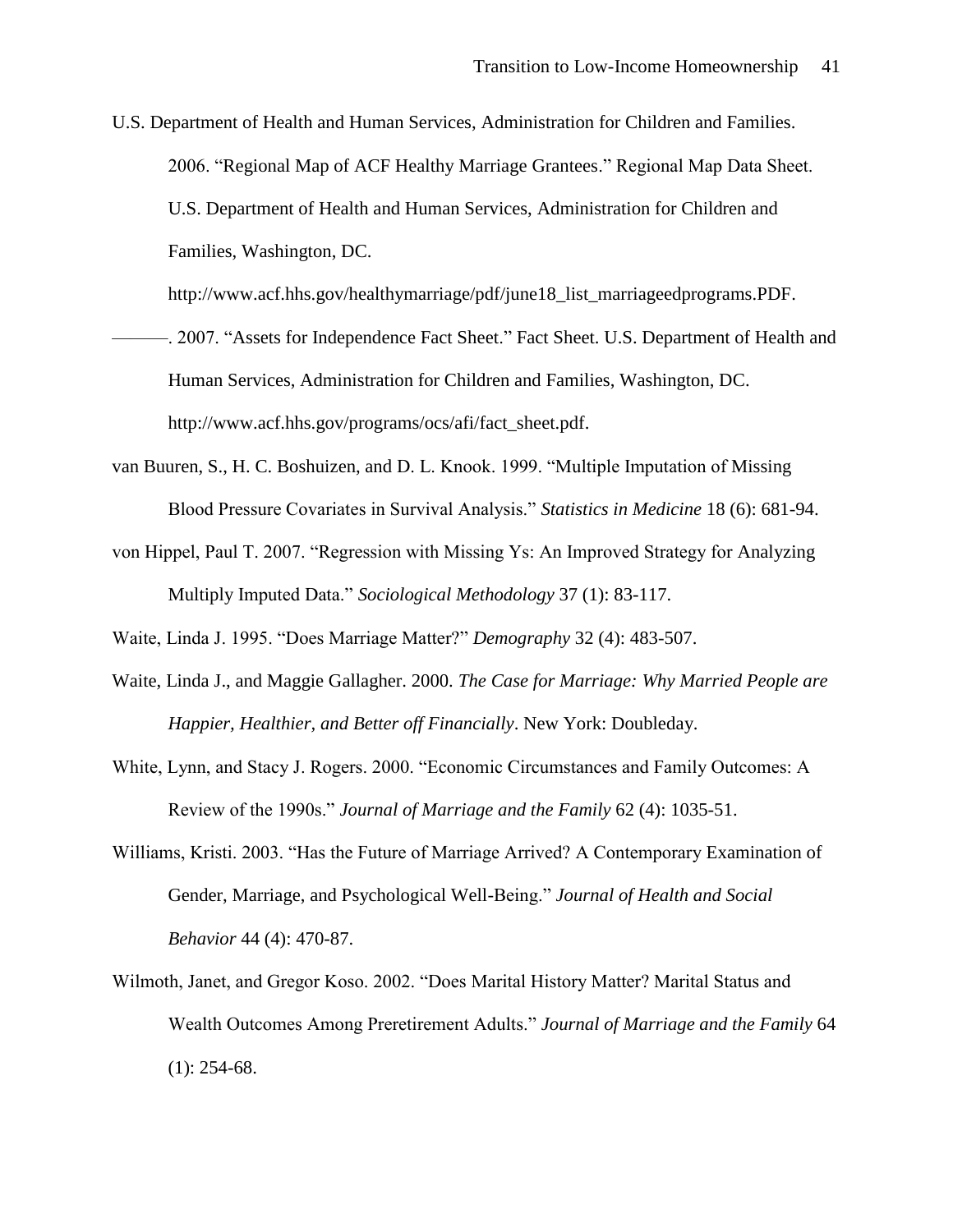U.S. Department of Health and Human Services, Administration for Children and Families. 2006. "Regional Map of ACF Healthy Marriage Grantees." Regional Map Data Sheet. U.S. Department of Health and Human Services, Administration for Children and Families, Washington, DC. http://www.acf.hhs.gov/healthymarriage/pdf/june18_list_marriageedprograms.PDF.

———. 2007. "Assets for Independence Fact Sheet." Fact Sheet. U.S. Department of Health and Human Services, Administration for Children and Families, Washington, DC. http://www.acf.hhs.gov/programs/ocs/afi/fact_sheet.pdf.

van Buuren, S., H. C. Boshuizen, and D. L. Knook. 1999. "Multiple Imputation of Missing Blood Pressure Covariates in Survival Analysis." *Statistics in Medicine* 18 (6): 681-94.

von Hippel, Paul T. 2007. "Regression with Missing Ys: An Improved Strategy for Analyzing Multiply Imputed Data." *Sociological Methodology* 37 (1): 83-117.

Waite, Linda J. 1995. "Does Marriage Matter?" *Demography* 32 (4): 483-507.

Waite, Linda J., and Maggie Gallagher. 2000. *The Case for Marriage: Why Married People are Happier, Healthier, and Better off Financially*. New York: Doubleday.

White, Lynn, and Stacy J. Rogers. 2000. "Economic Circumstances and Family Outcomes: A Review of the 1990s." *Journal of Marriage and the Family* 62 (4): 1035-51.

Williams, Kristi. 2003. "Has the Future of Marriage Arrived? A Contemporary Examination of Gender, Marriage, and Psychological Well-Being." *Journal of Health and Social Behavior* 44 (4): 470-87.

Wilmoth, Janet, and Gregor Koso. 2002. "Does Marital History Matter? Marital Status and Wealth Outcomes Among Preretirement Adults." *Journal of Marriage and the Family* 64 (1): 254-68.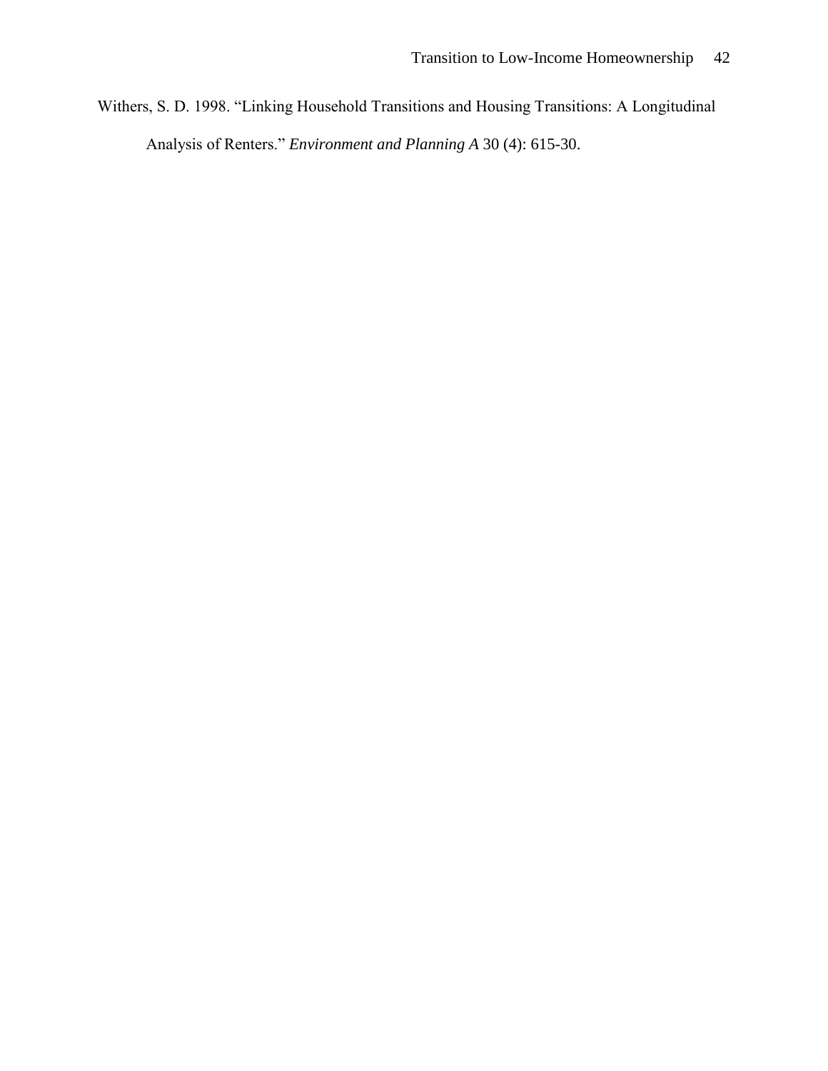Withers, S. D. 1998. "Linking Household Transitions and Housing Transitions: A Longitudinal Analysis of Renters." *Environment and Planning A* 30 (4): 615-30.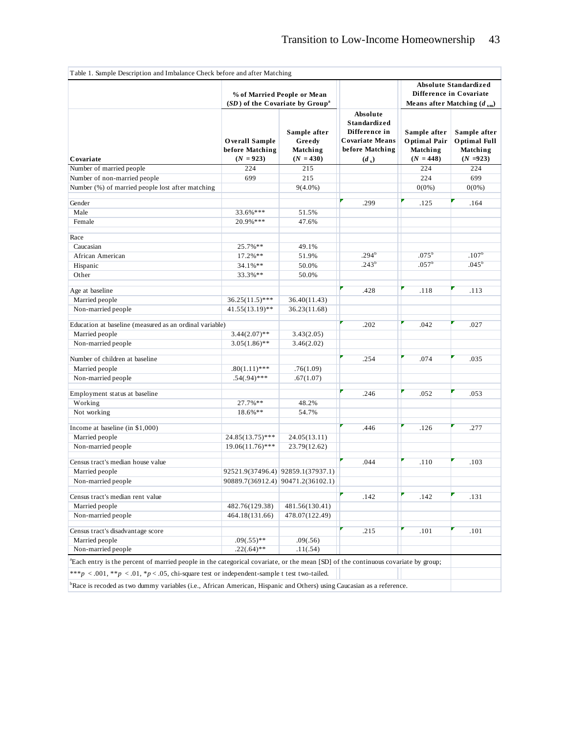Table 1. Sample Description and Imbalance Check before and after Matching

| Covariate | % of Married People or Mean (*SD*) of the Covariate by Group[a] | | Absolute Standardized Difference in Covariate Means before Matching ($d_x$) | Absolute Standardized Difference in Covariate Means after Matching ($d_{xm}$) | |
|---|---|---|---|---|---|
| | Overall Sample before Matching ($N$ = 923) | Sample after Greedy Matching ($N$ = 430) | | Sample after Optimal Pair Matching ($N$ = 448) | Sample after Optimal Full Matching ($N$ =923) |
| Number of married people | 224 | 215 | | 224 | 224 |
| Number of non-married people | 699 | 215 | | 224 | 699 |
| Number (%) of married people lost after matching | | 9(4.0%) | | 0(0%) | 0(0%) |
| Gender | | | .299 | .125 | .164 |
| Male | 33.6%*** | 51.5% | | | |
| Female | 20.9%*** | 47.6% | | | |
| Race | | | | | |
| Caucasian | 25.7%** | 49.1% | | | |
| African American | 17.2%** | 51.9% | .294[b] | .075[b] | .107[b] |
| Hispanic | 34.1%** | 50.0% | .243[b] | .057[b] | .045[b] |
| Other | 33.3%** | 50.0% | | | |
| Age at baseline | | | .428 | .118 | .113 |
| Married people | 36.25(11.5)*** | 36.40(11.43) | | | |
| Non-married people | 41.55(13.19)** | 36.23(11.68) | | | |
| Education at baseline (measured as an ordinal variable) | | | .202 | .042 | .027 |
| Married people | 3.44(2.07)** | 3.43(2.05) | | | |
| Non-married people | 3.05(1.86)** | 3.46(2.02) | | | |
| Number of children at baseline | | | .254 | .074 | .035 |
| Married people | .80(1.11)*** | .76(1.09) | | | |
| Non-married people | .54(.94)*** | .67(1.07) | | | |
| Employment status at baseline | | | .246 | .052 | .053 |
| Working | 27.7%** | 48.2% | | | |
| Not working | 18.6%** | 54.7% | | | |
| Income at baseline (in $1,000) | | | .446 | .126 | .277 |
| Married people | 24.85(13.75)*** | 24.05(13.11) | | | |
| Non-married people | 19.06(11.76)*** | 23.79(12.62) | | | |
| Census tract's median house value | | | .044 | .110 | .103 |
| Married people | 92521.9(37496.4) | 92859.1(37937.1) | | | |
| Non-married people | 90889.7(36912.4) | 90471.2(36102.1) | | | |
| Census tract's median rent value | | | .142 | .142 | .131 |
| Married people | 482.76(129.38) | 481.56(130.41) | | | |
| Non-married people | 464.18(131.66) | 478.07(122.49) | | | |
| Census tract's disadvantage score | | | .215 | .101 | .101 |
| Married people | .09(.55)** | .09(.56) | | | |
| Non-married people | .22(.64)** | .11(.54) | | | |

[a]Each entry is the percent of married people in the categorical covariate, or the mean [SD] of the continuous covariate by group;

***$p$ < .001, **$p$ < .01, *$p$ < .05, chi-square test or independent-sample t test two-tailed.

[b]Race is recoded as two dummy variables (i.e., African American, Hispanic and Others) using Caucasian as a reference.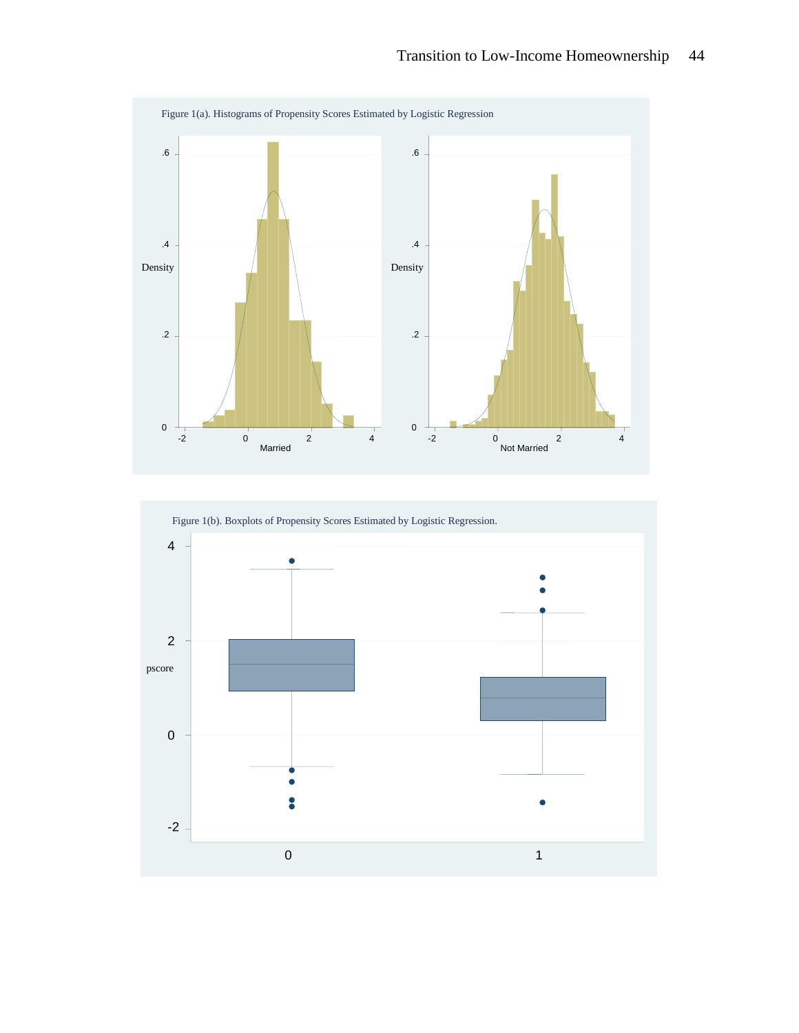Figure 1(a). Histograms of Propensity Scores Estimated by Logistic Regression

Figure 1(b). Boxplots of Propensity Scores Estimated by Logistic Regression.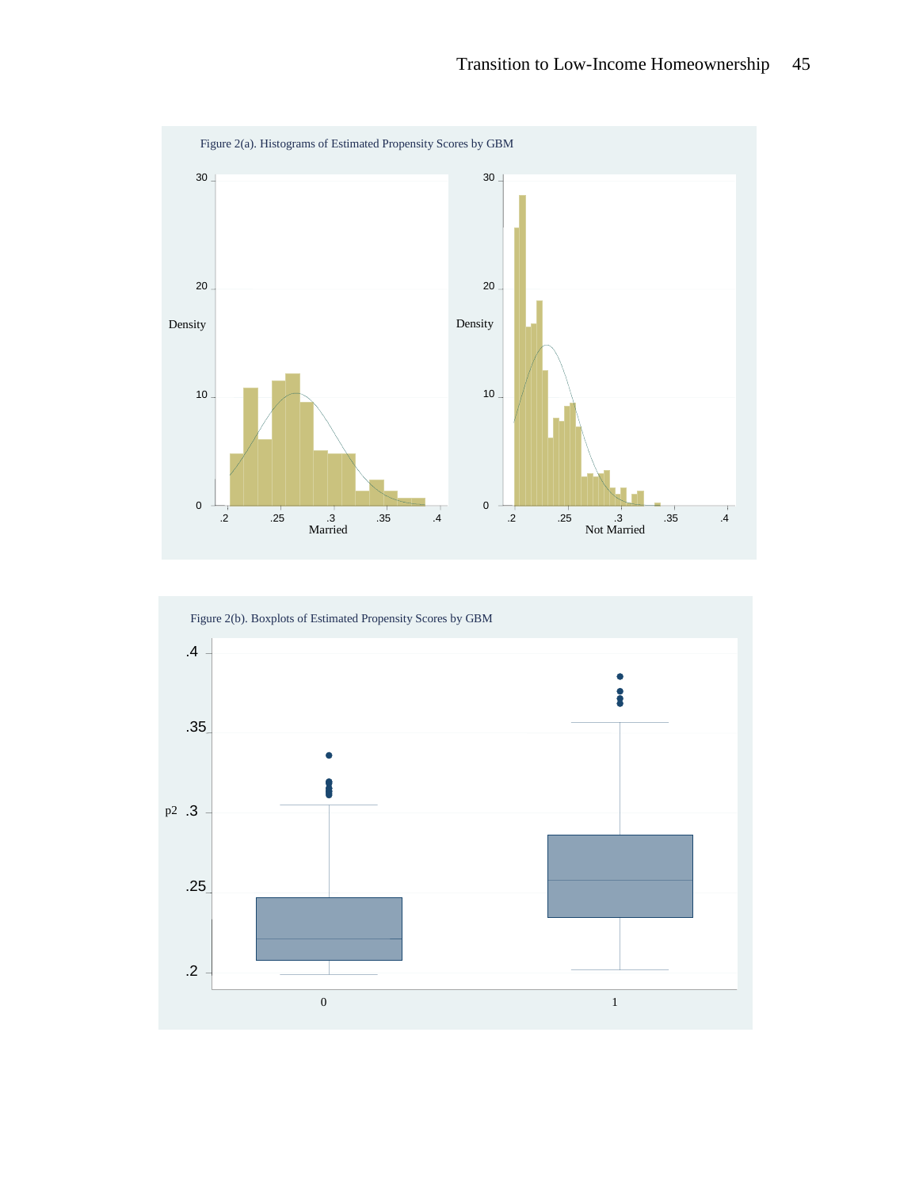Figure 2(a). Histograms of Estimated Propensity Scores by GBM

Figure 2(b). Boxplots of Estimated Propensity Scores by GBM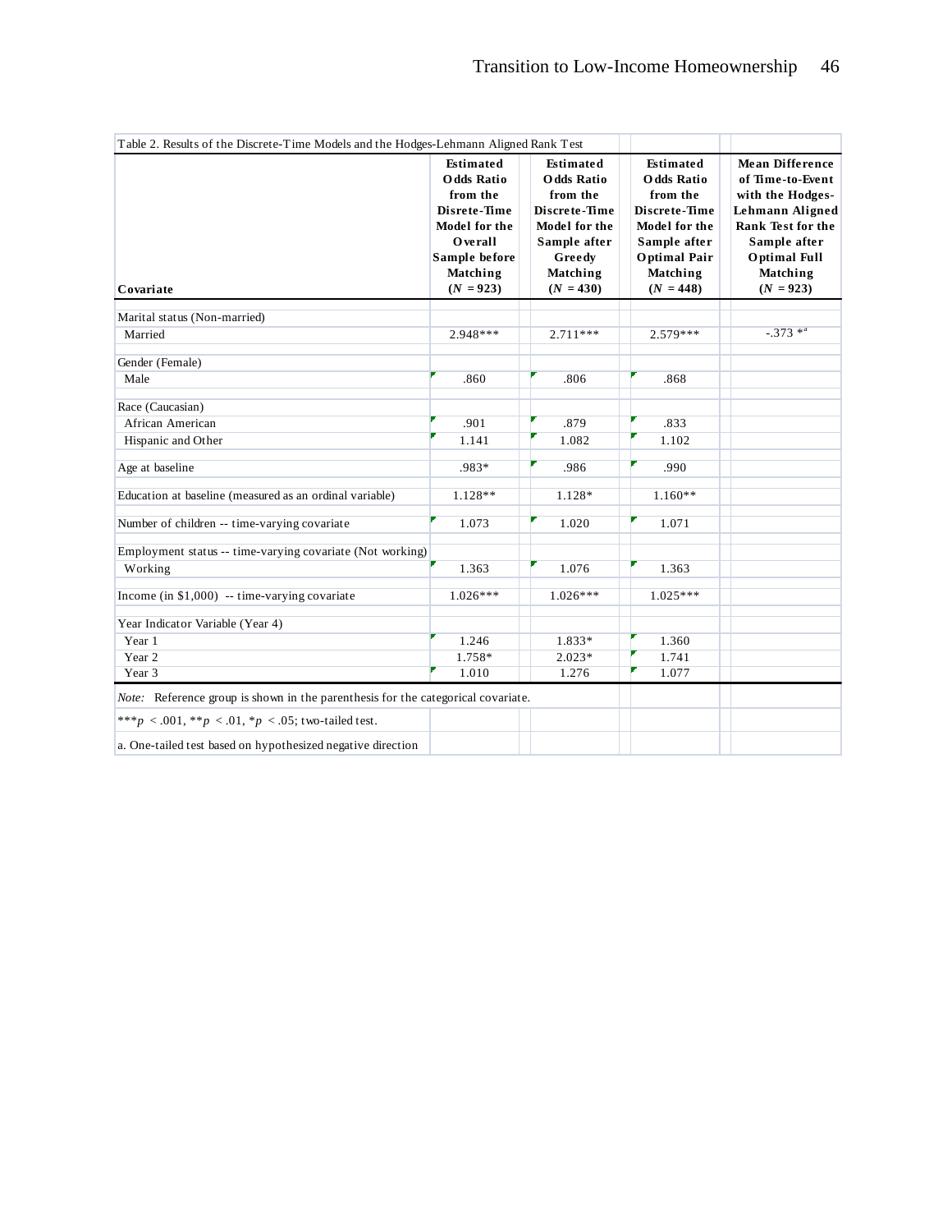Table 2. Results of the Discrete-Time Models and the Hodges-Lehmann Aligned Rank Test

| Covariate | Estimated Odds Ratio from the Disrete-Time Model for the Overall Sample before Matching ($N$ = 923) | Estimated Odds Ratio from the Discrete-Time Model for the Sample after Greedy Matching ($N$ = 430) | Estimated Odds Ratio from the Discrete-Time Model for the Sample after Optimal Pair Matching ($N$ = 448) | Mean Difference of Time-to-Event with the Hodges-Lehmann Aligned Rank Test for the Sample after Optimal Full Matching ($N$ = 923) |
|---|---|---|---|---|
| Marital status (Non-married) | | | | |
| Married | 2.948*** | 2.711*** | 2.579*** | -.373 *[a] |
| Gender (Female) | | | | |
| Male | .860 | .806 | .868 | |
| Race (Caucasian) | | | | |
| African American | .901 | .879 | .833 | |
| Hispanic and Other | 1.141 | 1.082 | 1.102 | |
| Age at baseline | .983* | .986 | .990 | |
| Education at baseline (measured as an ordinal variable) | 1.128** | 1.128* | 1.160** | |
| Number of children -- time-varying covariate | 1.073 | 1.020 | 1.071 | |
| Employment status -- time-varying covariate (Not working) | | | | |
| Working | 1.363 | 1.076 | 1.363 | |
| Income (in $1,000) -- time-varying covariate | 1.026*** | 1.026*** | 1.025*** | |
| Year Indicator Variable (Year 4) | | | | |
| Year 1 | 1.246 | 1.833* | 1.360 | |
| Year 2 | 1.758* | 2.023* | 1.741 | |
| Year 3 | 1.010 | 1.276 | 1.077 | |

*Note:* Reference group is shown in the parenthesis for the categorical covariate.

***$p$ < .001, **$p$ < .01, *$p$ < .05; two-tailed test.

a. One-tailed test based on hypothesized negative direction